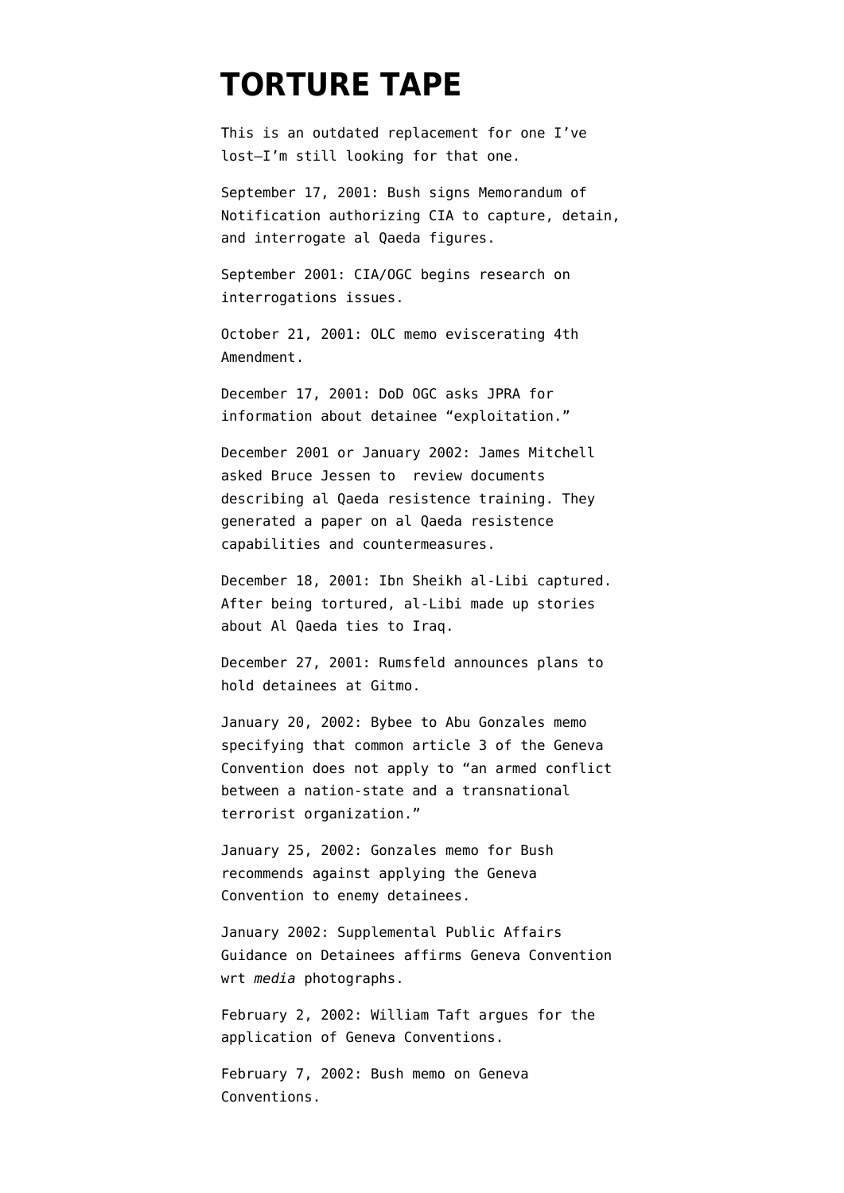# TORTURE TAPE

This is an outdated replacement for one I've lost—I'm still looking for that one.

September 17, 2001: Bush signs Memorandum of Notification authorizing CIA to capture, detain, and interrogate al Qaeda figures.

September 2001: CIA/OGC begins research on interrogations issues.

October 21, 2001: OLC memo eviscerating 4th Amendment.

December 17, 2001: DoD OGC asks JPRA for information about detainee "exploitation."

December 2001 or January 2002: James Mitchell asked Bruce Jessen to review documents describing al Qaeda resistence training. They generated a paper on al Qaeda resistence capabilities and countermeasures.

December 18, 2001: Ibn Sheikh al-Libi captured. After being tortured, al-Libi made up stories about Al Qaeda ties to Iraq.

December 27, 2001: Rumsfeld announces plans to hold detainees at Gitmo.

January 20, 2002: Bybee to Abu Gonzales memo specifying that common article 3 of the Geneva Convention does not apply to "an armed conflict between a nation-state and a transnational terrorist organization."

January 25, 2002: Gonzales memo for Bush recommends against applying the Geneva Convention to enemy detainees.

January 2002: Supplemental Public Affairs Guidance on Detainees affirms Geneva Convention wrt *media* photographs.

February 2, 2002: William Taft argues for the application of Geneva Conventions.

February 7, 2002: Bush memo on Geneva Conventions.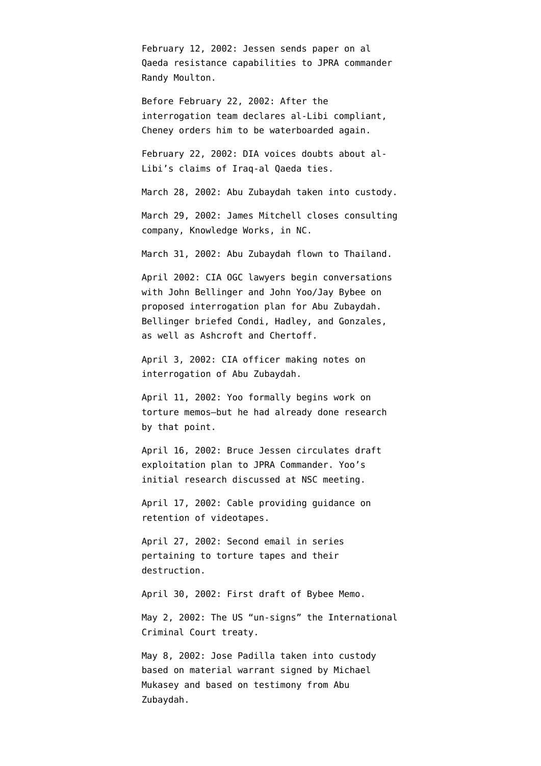February 12, 2002: Jessen sends paper on al Qaeda resistance capabilities to JPRA commander Randy Moulton.

Before February 22, 2002: After the interrogation team declares al-Libi compliant, Cheney orders him to be waterboarded again.

February 22, 2002: DIA voices doubts about al-Libi's claims of Iraq-al Qaeda ties.

March 28, 2002: Abu Zubaydah taken into custody.

March 29, 2002: James Mitchell closes consulting company, Knowledge Works, in NC.

March 31, 2002: Abu Zubaydah flown to Thailand.

April 2002: CIA OGC lawyers begin conversations with John Bellinger and John Yoo/Jay Bybee on proposed interrogation plan for Abu Zubaydah. Bellinger briefed Condi, Hadley, and Gonzales, as well as Ashcroft and Chertoff.

April 3, 2002: CIA officer making notes on interrogation of Abu Zubaydah.

April 11, 2002: Yoo formally begins work on torture memos—but he had already done research by that point.

April 16, 2002: Bruce Jessen circulates draft exploitation plan to JPRA Commander. Yoo's initial research discussed at NSC meeting.

April 17, 2002: Cable providing guidance on retention of videotapes.

April 27, 2002: Second email in series pertaining to torture tapes and their destruction.

April 30, 2002: First draft of Bybee Memo.

May 2, 2002: The US "un-signs" the International Criminal Court treaty.

May 8, 2002: Jose Padilla taken into custody based on material warrant signed by Michael Mukasey and based on testimony from Abu Zubaydah.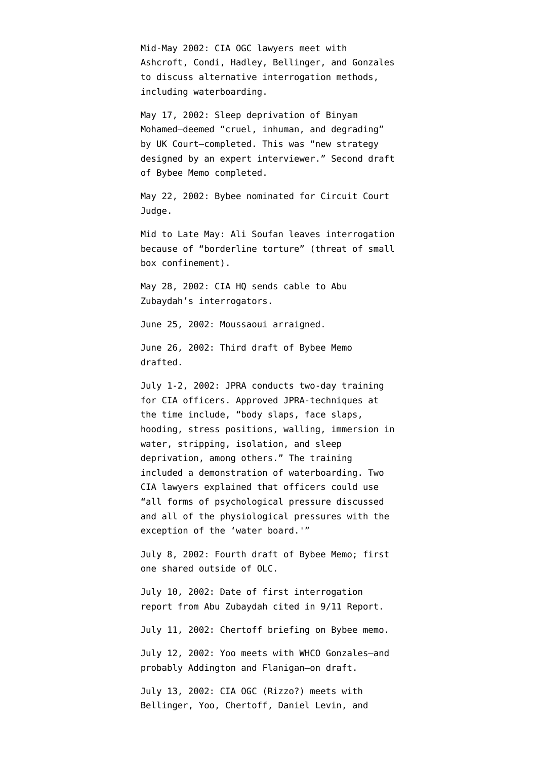Mid-May 2002: CIA OGC lawyers meet with Ashcroft, Condi, Hadley, Bellinger, and Gonzales to discuss alternative interrogation methods, including waterboarding.

May 17, 2002: Sleep deprivation of Binyam Mohamed–deemed "cruel, inhuman, and degrading" by UK Court–completed. This was "new strategy designed by an expert interviewer." Second draft of Bybee Memo completed.

May 22, 2002: Bybee nominated for Circuit Court Judge.

Mid to Late May: Ali Soufan leaves interrogation because of "borderline torture" (threat of small box confinement).

May 28, 2002: CIA HQ sends cable to Abu Zubaydah's interrogators.

June 25, 2002: Moussaoui arraigned.

June 26, 2002: Third draft of Bybee Memo drafted.

July 1-2, 2002: JPRA conducts two-day training for CIA officers. Approved JPRA-techniques at the time include, "body slaps, face slaps, hooding, stress positions, walling, immersion in water, stripping, isolation, and sleep deprivation, among others." The training included a demonstration of waterboarding. Two CIA lawyers explained that officers could use "all forms of psychological pressure discussed and all of the physiological pressures with the exception of the 'water board.'"

July 8, 2002: Fourth draft of Bybee Memo; first one shared outside of OLC.

July 10, 2002: Date of first interrogation report from Abu Zubaydah cited in 9/11 Report.

July 11, 2002: Chertoff briefing on Bybee memo.

July 12, 2002: Yoo meets with WHCO Gonzales–and probably Addington and Flanigan–on draft.

July 13, 2002: CIA OGC (Rizzo?) meets with Bellinger, Yoo, Chertoff, Daniel Levin, and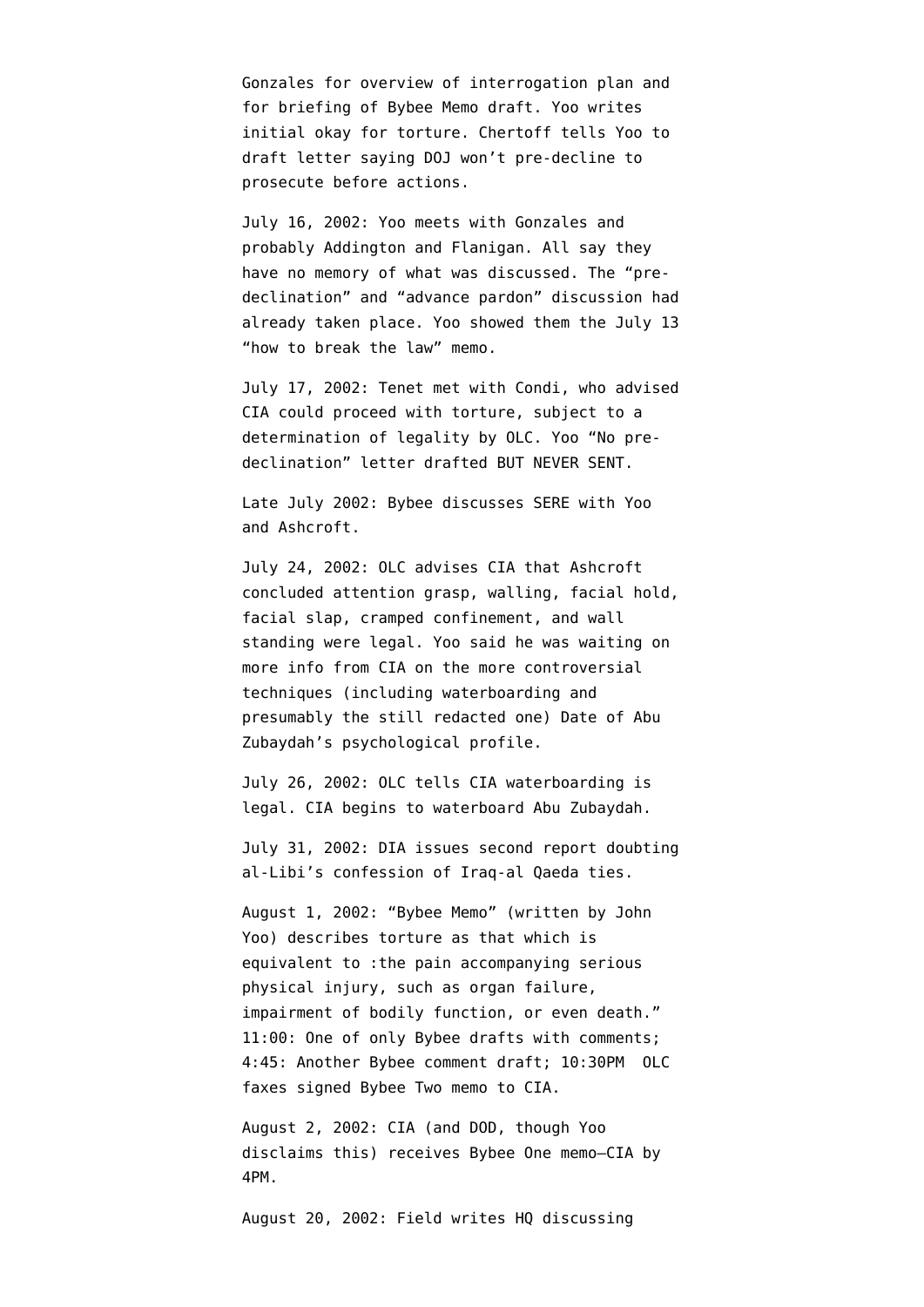Gonzales for overview of interrogation plan and for briefing of Bybee Memo draft. Yoo writes initial okay for torture. Chertoff tells Yoo to draft letter saying DOJ won't pre-decline to prosecute before actions.

July 16, 2002: Yoo meets with Gonzales and probably Addington and Flanigan. All say they have no memory of what was discussed. The "pre-declination" and "advance pardon" discussion had already taken place. Yoo showed them the July 13 "how to break the law" memo.

July 17, 2002: Tenet met with Condi, who advised CIA could proceed with torture, subject to a determination of legality by OLC. Yoo "No pre-declination" letter drafted BUT NEVER SENT.

Late July 2002: Bybee discusses SERE with Yoo and Ashcroft.

July 24, 2002: OLC advises CIA that Ashcroft concluded attention grasp, walling, facial hold, facial slap, cramped confinement, and wall standing were legal. Yoo said he was waiting on more info from CIA on the more controversial techniques (including waterboarding and presumably the still redacted one) Date of Abu Zubaydah's psychological profile.

July 26, 2002: OLC tells CIA waterboarding is legal. CIA begins to waterboard Abu Zubaydah.

July 31, 2002: DIA issues second report doubting al-Libi's confession of Iraq-al Qaeda ties.

August 1, 2002: "Bybee Memo" (written by John Yoo) describes torture as that which is equivalent to :the pain accompanying serious physical injury, such as organ failure, impairment of bodily function, or even death." 11:00: One of only Bybee drafts with comments; 4:45: Another Bybee comment draft; 10:30PM OLC faxes signed Bybee Two memo to CIA.

August 2, 2002: CIA (and DOD, though Yoo disclaims this) receives Bybee One memo—CIA by 4PM.

August 20, 2002: Field writes HQ discussing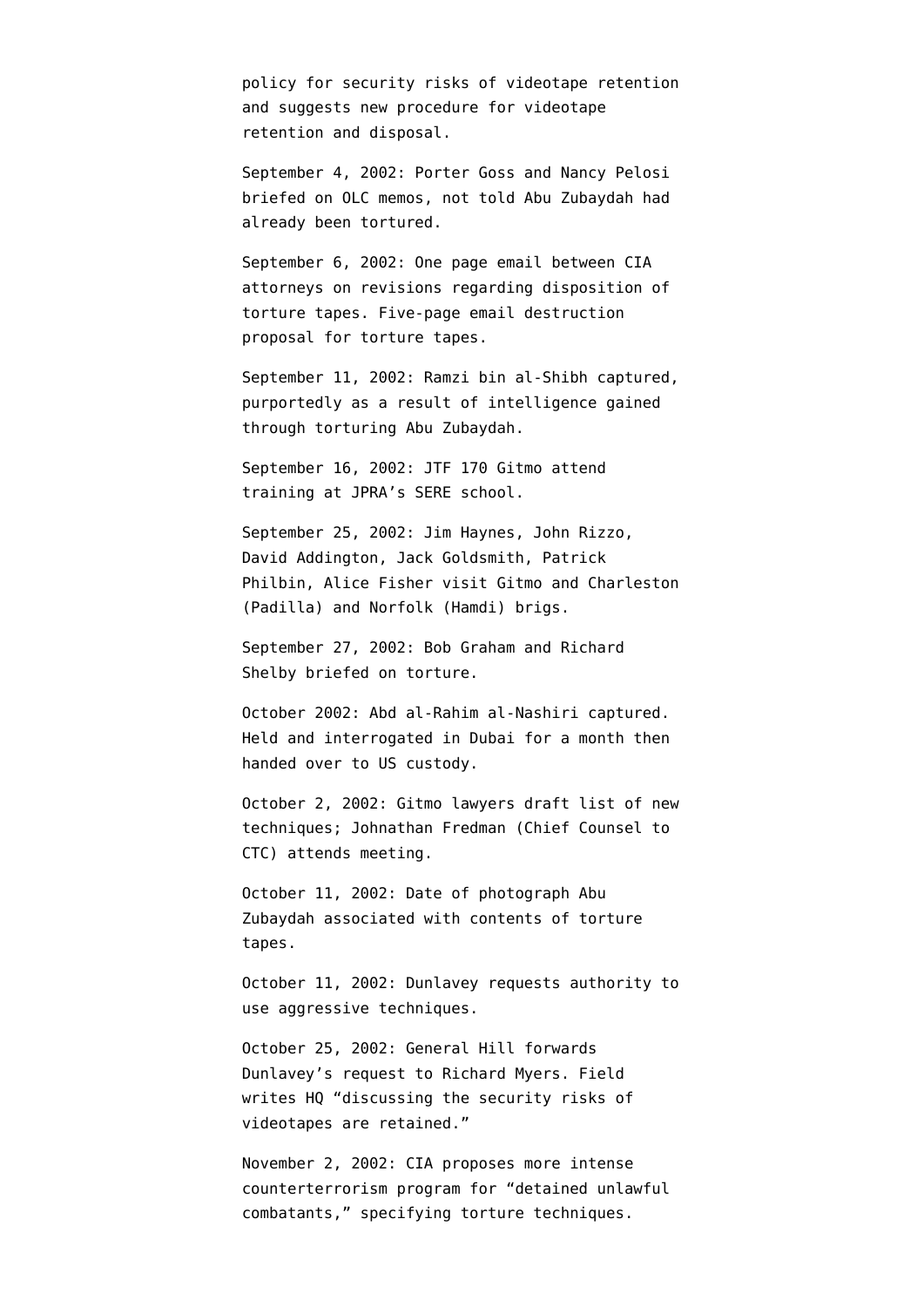policy for security risks of videotape retention and suggests new procedure for videotape retention and disposal.

September 4, 2002: Porter Goss and Nancy Pelosi briefed on OLC memos, not told Abu Zubaydah had already been tortured.

September 6, 2002: One page email between CIA attorneys on revisions regarding disposition of torture tapes. Five-page email destruction proposal for torture tapes.

September 11, 2002: Ramzi bin al-Shibh captured, purportedly as a result of intelligence gained through torturing Abu Zubaydah.

September 16, 2002: JTF 170 Gitmo attend training at JPRA's SERE school.

September 25, 2002: Jim Haynes, John Rizzo, David Addington, Jack Goldsmith, Patrick Philbin, Alice Fisher visit Gitmo and Charleston (Padilla) and Norfolk (Hamdi) brigs.

September 27, 2002: Bob Graham and Richard Shelby briefed on torture.

October 2002: Abd al-Rahim al-Nashiri captured. Held and interrogated in Dubai for a month then handed over to US custody.

October 2, 2002: Gitmo lawyers draft list of new techniques; Johnathan Fredman (Chief Counsel to CTC) attends meeting.

October 11, 2002: Date of photograph Abu Zubaydah associated with contents of torture tapes.

October 11, 2002: Dunlavey requests authority to use aggressive techniques.

October 25, 2002: General Hill forwards Dunlavey's request to Richard Myers. Field writes HQ "discussing the security risks of videotapes are retained."

November 2, 2002: CIA proposes more intense counterterrorism program for "detained unlawful combatants," specifying torture techniques.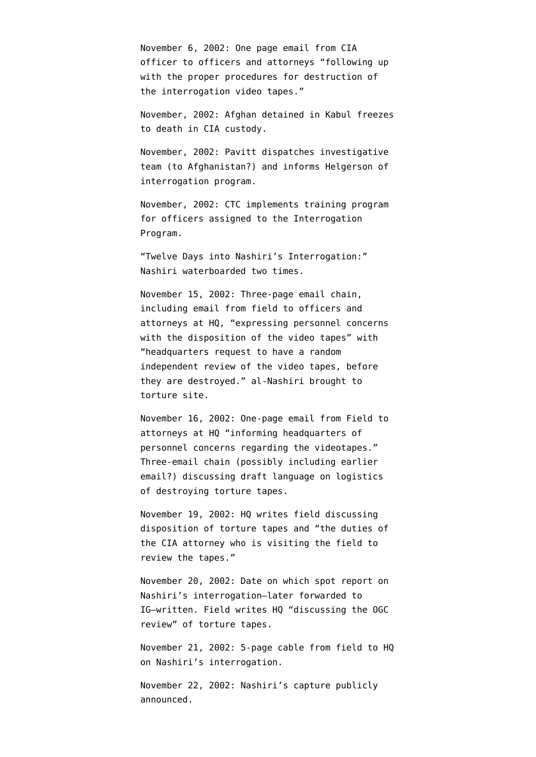November 6, 2002: One page email from CIA officer to officers and attorneys "following up with the proper procedures for destruction of the interrogation video tapes."

November, 2002: Afghan detained in Kabul freezes to death in CIA custody.

November, 2002: Pavitt dispatches investigative team (to Afghanistan?) and informs Helgerson of interrogation program.

November, 2002: CTC implements training program for officers assigned to the Interrogation Program.

"Twelve Days into Nashiri's Interrogation:" Nashiri waterboarded two times.

November 15, 2002: Three-page email chain, including email from field to officers and attorneys at HQ, "expressing personnel concerns with the disposition of the video tapes" with "headquarters request to have a random independent review of the video tapes, before they are destroyed." al-Nashiri brought to torture site.

November 16, 2002: One-page email from Field to attorneys at HQ "informing headquarters of personnel concerns regarding the videotapes." Three-email chain (possibly including earlier email?) discussing draft language on logistics of destroying torture tapes.

November 19, 2002: HQ writes field discussing disposition of torture tapes and "the duties of the CIA attorney who is visiting the field to review the tapes."

November 20, 2002: Date on which spot report on Nashiri's interrogation–later forwarded to IG–written. Field writes HQ "discussing the OGC review" of torture tapes.

November 21, 2002: 5-page cable from field to HQ on Nashiri's interrogation.

November 22, 2002: Nashiri's capture publicly announced.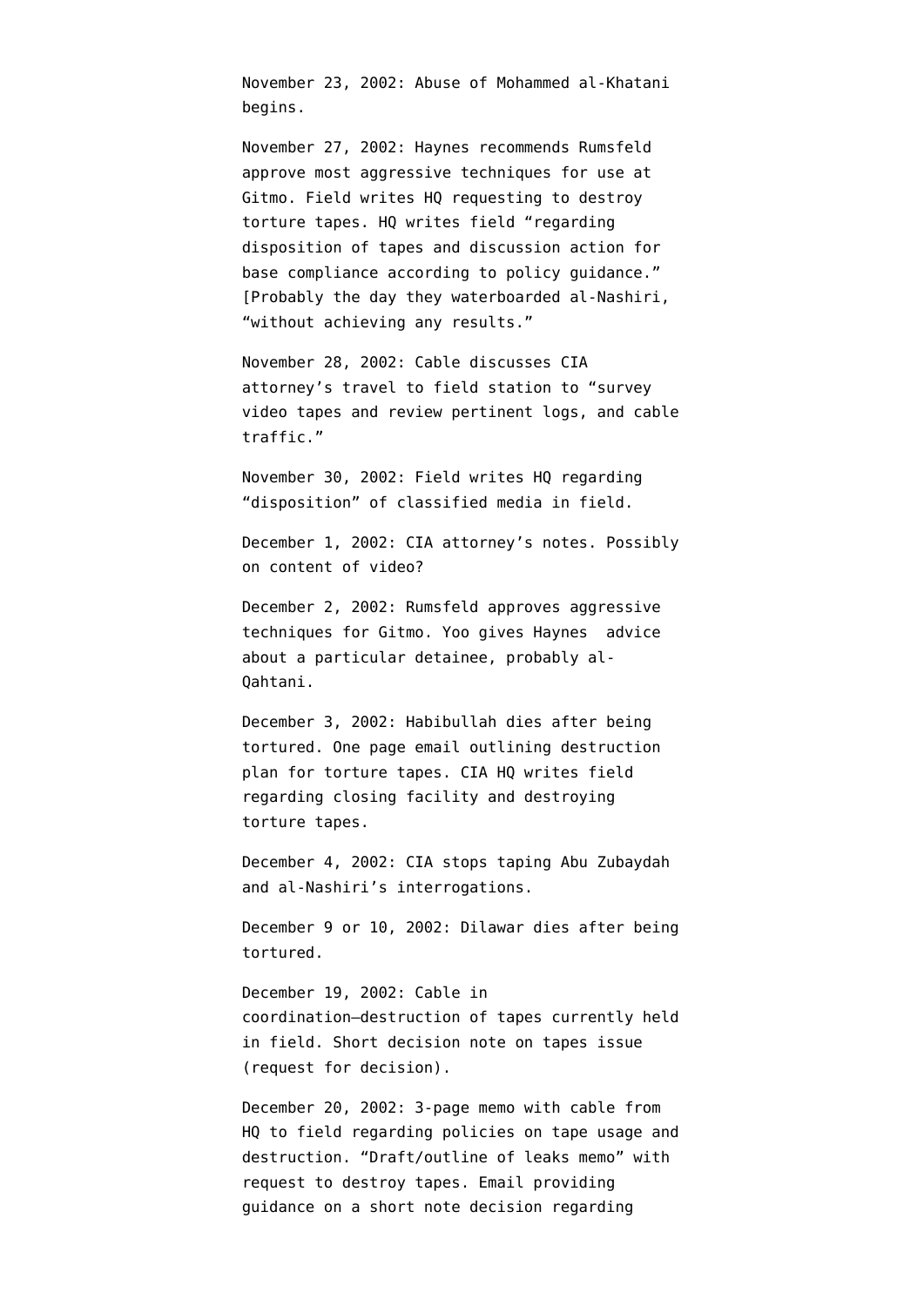November 23, 2002: Abuse of Mohammed al-Khatani begins.

November 27, 2002: Haynes recommends Rumsfeld approve most aggressive techniques for use at Gitmo. Field writes HQ requesting to destroy torture tapes. HQ writes field "regarding disposition of tapes and discussion action for base compliance according to policy guidance." [Probably the day they waterboarded al-Nashiri, "without achieving any results."

November 28, 2002: Cable discusses CIA attorney's travel to field station to "survey video tapes and review pertinent logs, and cable traffic."

November 30, 2002: Field writes HQ regarding "disposition" of classified media in field.

December 1, 2002: CIA attorney's notes. Possibly on content of video?

December 2, 2002: Rumsfeld approves aggressive techniques for Gitmo. Yoo gives Haynes advice about a particular detainee, probably al-Qahtani.

December 3, 2002: Habibullah dies after being tortured. One page email outlining destruction plan for torture tapes. CIA HQ writes field regarding closing facility and destroying torture tapes.

December 4, 2002: CIA stops taping Abu Zubaydah and al-Nashiri's interrogations.

December 9 or 10, 2002: Dilawar dies after being tortured.

December 19, 2002: Cable in coordination–destruction of tapes currently held in field. Short decision note on tapes issue (request for decision).

December 20, 2002: 3-page memo with cable from HQ to field regarding policies on tape usage and destruction. "Draft/outline of leaks memo" with request to destroy tapes. Email providing guidance on a short note decision regarding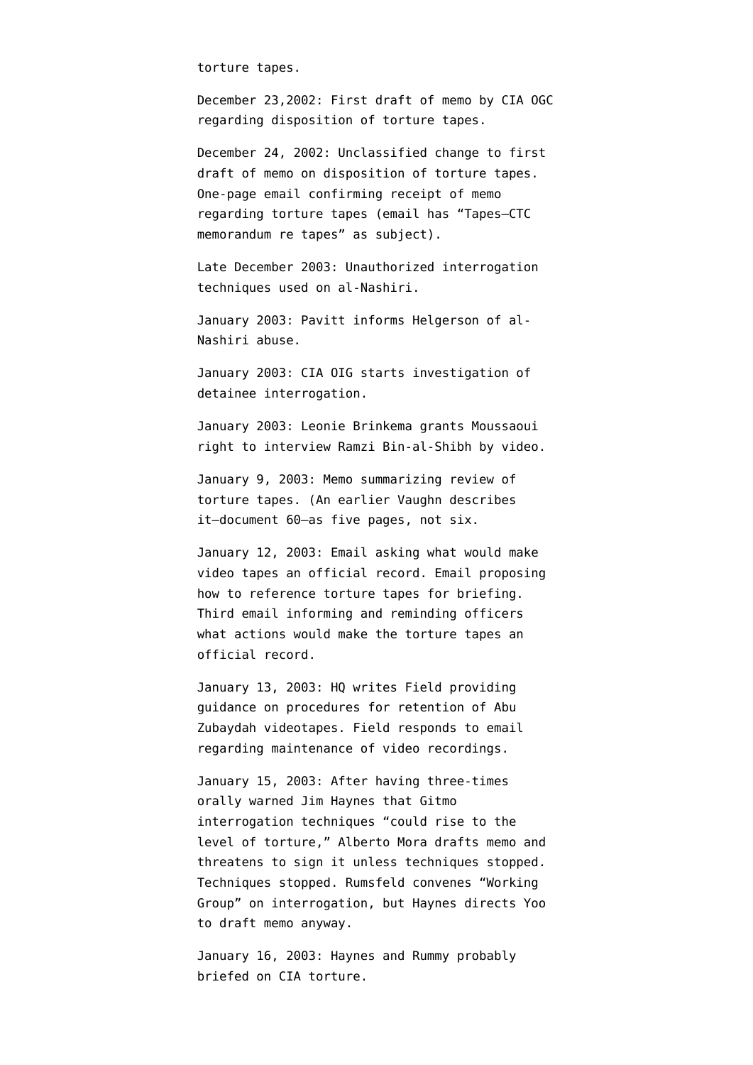torture tapes.

December 23,2002: First draft of memo by CIA OGC regarding disposition of torture tapes.

December 24, 2002: Unclassified change to first draft of memo on disposition of torture tapes. One-page email confirming receipt of memo regarding torture tapes (email has "Tapes—CTC memorandum re tapes" as subject).

Late December 2003: Unauthorized interrogation techniques used on al-Nashiri.

January 2003: Pavitt informs Helgerson of al-Nashiri abuse.

January 2003: CIA OIG starts investigation of detainee interrogation.

January 2003: Leonie Brinkema grants Moussaoui right to interview Ramzi Bin-al-Shibh by video.

January 9, 2003: Memo summarizing review of torture tapes. (An earlier Vaughn describes it—document 60—as five pages, not six.

January 12, 2003: Email asking what would make video tapes an official record. Email proposing how to reference torture tapes for briefing. Third email informing and reminding officers what actions would make the torture tapes an official record.

January 13, 2003: HQ writes Field providing guidance on procedures for retention of Abu Zubaydah videotapes. Field responds to email regarding maintenance of video recordings.

January 15, 2003: After having three-times orally warned Jim Haynes that Gitmo interrogation techniques "could rise to the level of torture," Alberto Mora drafts memo and threatens to sign it unless techniques stopped. Techniques stopped. Rumsfeld convenes "Working Group" on interrogation, but Haynes directs Yoo to draft memo anyway.

January 16, 2003: Haynes and Rummy probably briefed on CIA torture.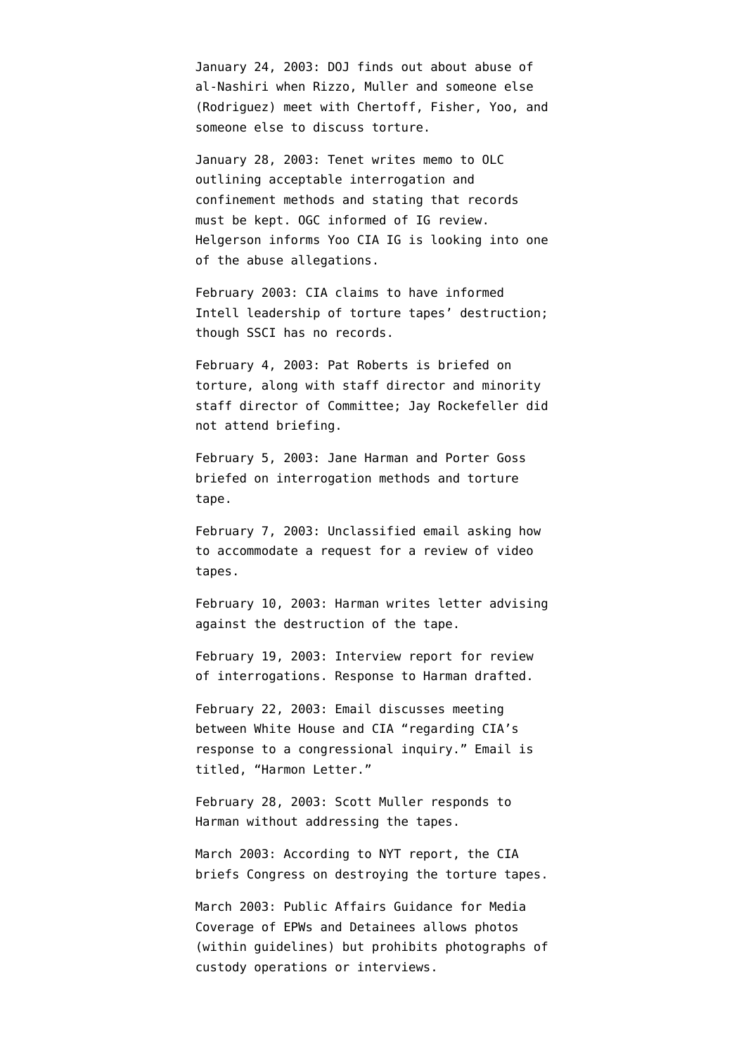January 24, 2003: DOJ finds out about abuse of al-Nashiri when Rizzo, Muller and someone else (Rodriguez) meet with Chertoff, Fisher, Yoo, and someone else to discuss torture.

January 28, 2003: Tenet writes memo to OLC outlining acceptable interrogation and confinement methods and stating that records must be kept. OGC informed of IG review. Helgerson informs Yoo CIA IG is looking into one of the abuse allegations.

February 2003: CIA claims to have informed Intell leadership of torture tapes' destruction; though SSCI has no records.

February 4, 2003: Pat Roberts is briefed on torture, along with staff director and minority staff director of Committee; Jay Rockefeller did not attend briefing.

February 5, 2003: Jane Harman and Porter Goss briefed on interrogation methods and torture tape.

February 7, 2003: Unclassified email asking how to accommodate a request for a review of video tapes.

February 10, 2003: Harman writes letter advising against the destruction of the tape.

February 19, 2003: Interview report for review of interrogations. Response to Harman drafted.

February 22, 2003: Email discusses meeting between White House and CIA "regarding CIA's response to a congressional inquiry." Email is titled, "Harmon Letter."

February 28, 2003: Scott Muller responds to Harman without addressing the tapes.

March 2003: According to NYT report, the CIA briefs Congress on destroying the torture tapes.

March 2003: Public Affairs Guidance for Media Coverage of EPWs and Detainees allows photos (within guidelines) but prohibits photographs of custody operations or interviews.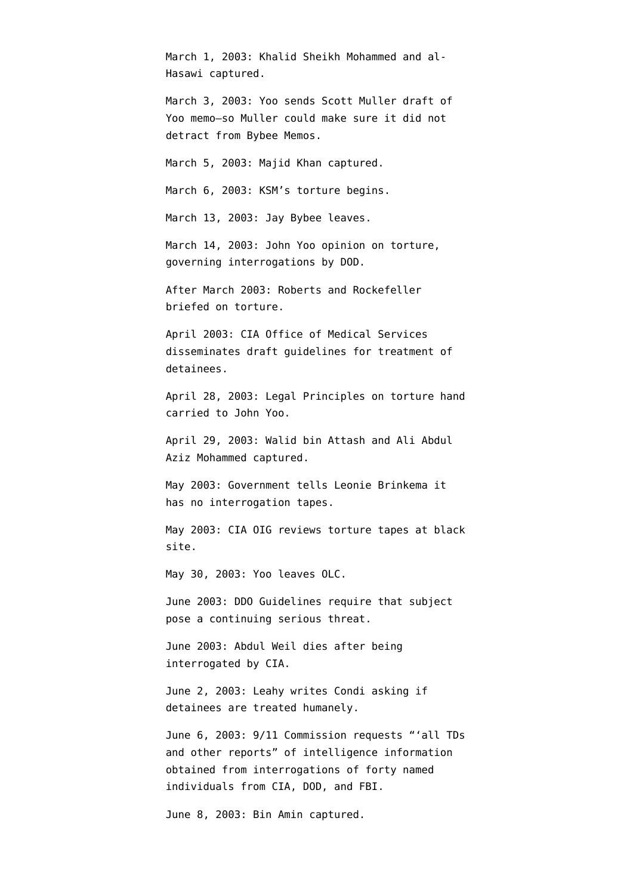March 1, 2003: Khalid Sheikh Mohammed and al-Hasawi captured.

March 3, 2003: Yoo sends Scott Muller draft of Yoo memo—so Muller could make sure it did not detract from Bybee Memos.

March 5, 2003: Majid Khan captured.

March 6, 2003: KSM's torture begins.

March 13, 2003: Jay Bybee leaves.

March 14, 2003: John Yoo opinion on torture, governing interrogations by DOD.

After March 2003: Roberts and Rockefeller briefed on torture.

April 2003: CIA Office of Medical Services disseminates draft guidelines for treatment of detainees.

April 28, 2003: Legal Principles on torture hand carried to John Yoo.

April 29, 2003: Walid bin Attash and Ali Abdul Aziz Mohammed captured.

May 2003: Government tells Leonie Brinkema it has no interrogation tapes.

May 2003: CIA OIG reviews torture tapes at black site.

May 30, 2003: Yoo leaves OLC.

June 2003: DDO Guidelines require that subject pose a continuing serious threat.

June 2003: Abdul Weil dies after being interrogated by CIA.

June 2, 2003: Leahy writes Condi asking if detainees are treated humanely.

June 6, 2003: 9/11 Commission requests "'all TDs and other reports" of intelligence information obtained from interrogations of forty named individuals from CIA, DOD, and FBI.

June 8, 2003: Bin Amin captured.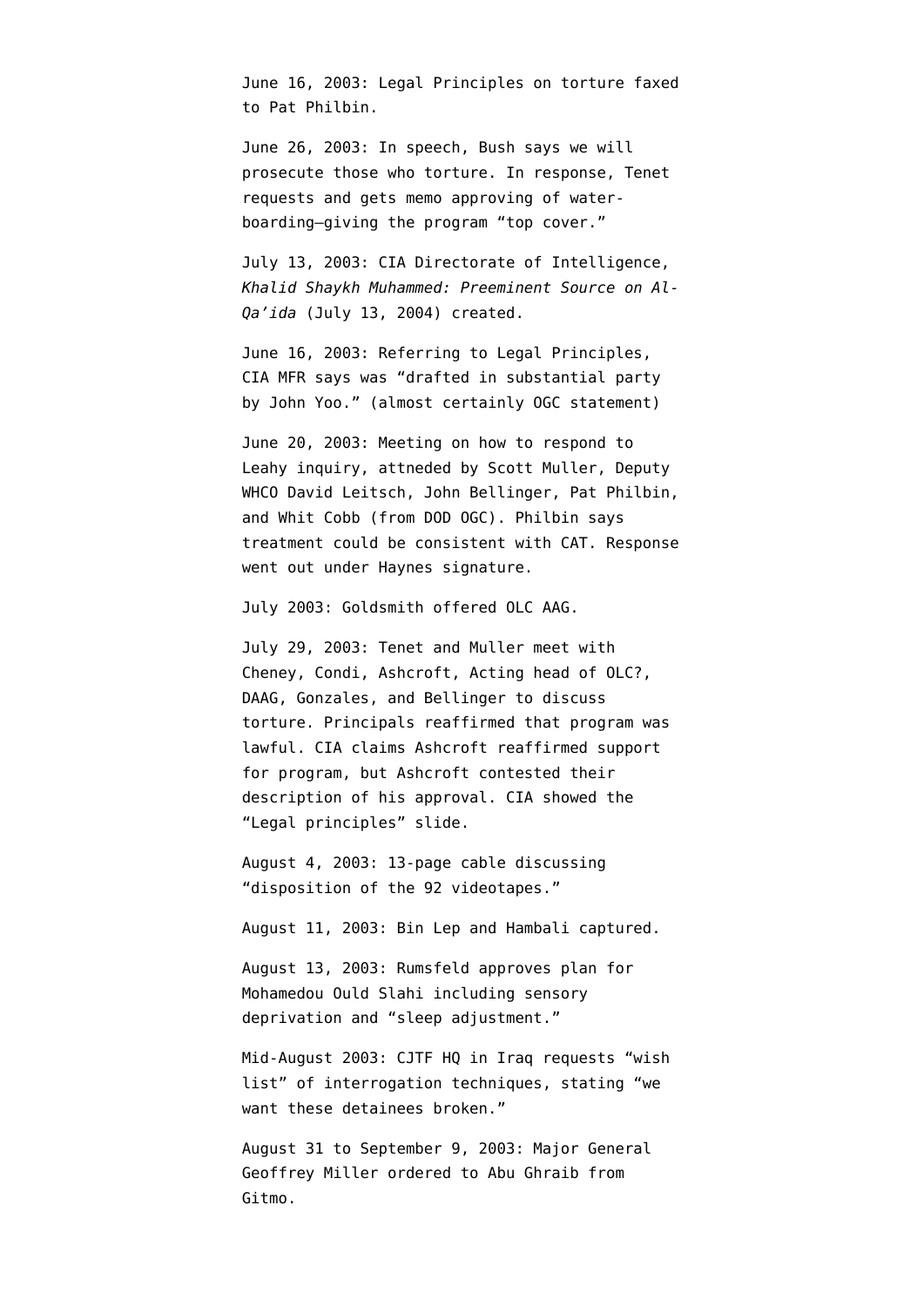June 16, 2003: Legal Principles on torture faxed to Pat Philbin.

June 26, 2003: In speech, Bush says we will prosecute those who torture. In response, Tenet requests and gets memo approving of water-boarding–giving the program "top cover."

July 13, 2003: CIA Directorate of Intelligence, *Khalid Shaykh Muhammed: Preeminent Source on Al-Qa'ida* (July 13, 2004) created.

June 16, 2003: Referring to Legal Principles, CIA MFR says was "drafted in substantial party by John Yoo." (almost certainly OGC statement)

June 20, 2003: Meeting on how to respond to Leahy inquiry, attneded by Scott Muller, Deputy WHCO David Leitsch, John Bellinger, Pat Philbin, and Whit Cobb (from DOD OGC). Philbin says treatment could be consistent with CAT. Response went out under Haynes signature.

July 2003: Goldsmith offered OLC AAG.

July 29, 2003: Tenet and Muller meet with Cheney, Condi, Ashcroft, Acting head of OLC?, DAAG, Gonzales, and Bellinger to discuss torture. Principals reaffirmed that program was lawful. CIA claims Ashcroft reaffirmed support for program, but Ashcroft contested their description of his approval. CIA showed the "Legal principles" slide.

August 4, 2003: 13-page cable discussing "disposition of the 92 videotapes."

August 11, 2003: Bin Lep and Hambali captured.

August 13, 2003: Rumsfeld approves plan for Mohamedou Ould Slahi including sensory deprivation and "sleep adjustment."

Mid-August 2003: CJTF HQ in Iraq requests "wish list" of interrogation techniques, stating "we want these detainees broken."

August 31 to September 9, 2003: Major General Geoffrey Miller ordered to Abu Ghraib from Gitmo.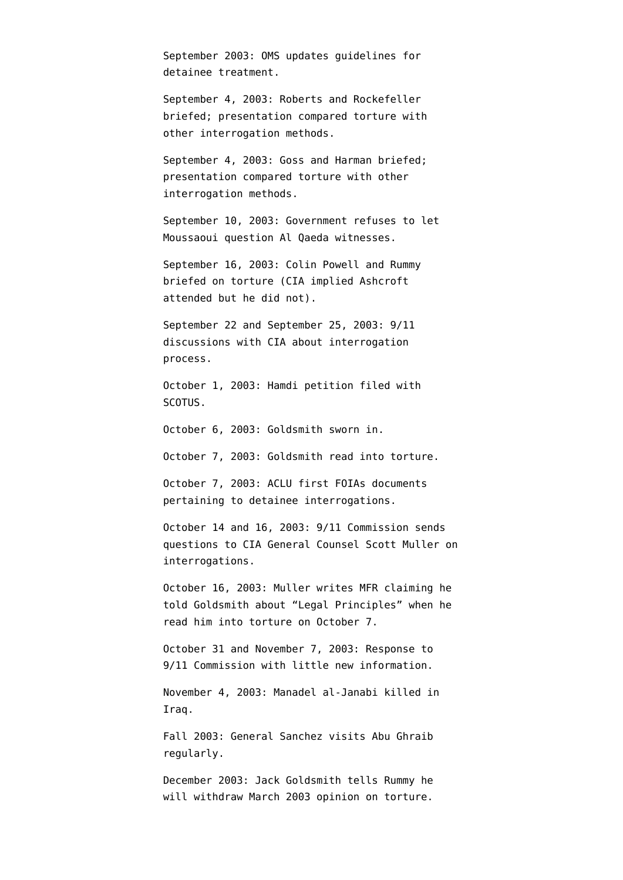September 2003: OMS updates guidelines for detainee treatment.

September 4, 2003: Roberts and Rockefeller briefed; presentation compared torture with other interrogation methods.

September 4, 2003: Goss and Harman briefed; presentation compared torture with other interrogation methods.

September 10, 2003: Government refuses to let Moussaoui question Al Qaeda witnesses.

September 16, 2003: Colin Powell and Rummy briefed on torture (CIA implied Ashcroft attended but he did not).

September 22 and September 25, 2003: 9/11 discussions with CIA about interrogation process.

October 1, 2003: Hamdi petition filed with SCOTUS.

October 6, 2003: Goldsmith sworn in.

October 7, 2003: Goldsmith read into torture.

October 7, 2003: ACLU first FOIAs documents pertaining to detainee interrogations.

October 14 and 16, 2003: 9/11 Commission sends questions to CIA General Counsel Scott Muller on interrogations.

October 16, 2003: Muller writes MFR claiming he told Goldsmith about "Legal Principles" when he read him into torture on October 7.

October 31 and November 7, 2003: Response to 9/11 Commission with little new information.

November 4, 2003: Manadel al-Janabi killed in Iraq.

Fall 2003: General Sanchez visits Abu Ghraib regularly.

December 2003: Jack Goldsmith tells Rummy he will withdraw March 2003 opinion on torture.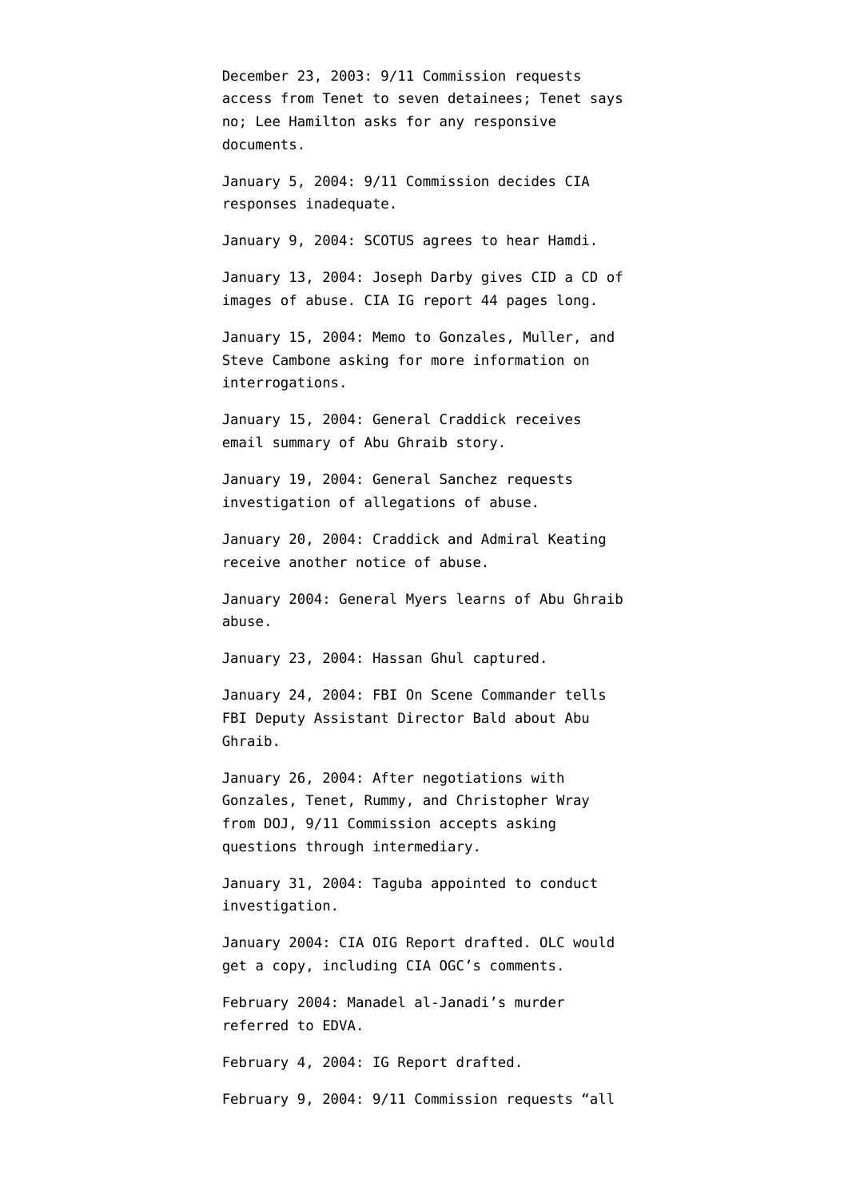December 23, 2003: 9/11 Commission requests access from Tenet to seven detainees; Tenet says no; Lee Hamilton asks for any responsive documents.

January 5, 2004: 9/11 Commission decides CIA responses inadequate.

January 9, 2004: SCOTUS agrees to hear Hamdi.

January 13, 2004: Joseph Darby gives CID a CD of images of abuse. CIA IG report 44 pages long.

January 15, 2004: Memo to Gonzales, Muller, and Steve Cambone asking for more information on interrogations.

January 15, 2004: General Craddick receives email summary of Abu Ghraib story.

January 19, 2004: General Sanchez requests investigation of allegations of abuse.

January 20, 2004: Craddick and Admiral Keating receive another notice of abuse.

January 2004: General Myers learns of Abu Ghraib abuse.

January 23, 2004: Hassan Ghul captured.

January 24, 2004: FBI On Scene Commander tells FBI Deputy Assistant Director Bald about Abu Ghraib.

January 26, 2004: After negotiations with Gonzales, Tenet, Rummy, and Christopher Wray from DOJ, 9/11 Commission accepts asking questions through intermediary.

January 31, 2004: Taguba appointed to conduct investigation.

January 2004: CIA OIG Report drafted. OLC would get a copy, including CIA OGC's comments.

February 2004: Manadel al-Janadi's murder referred to EDVA.

February 4, 2004: IG Report drafted.

February 9, 2004: 9/11 Commission requests "all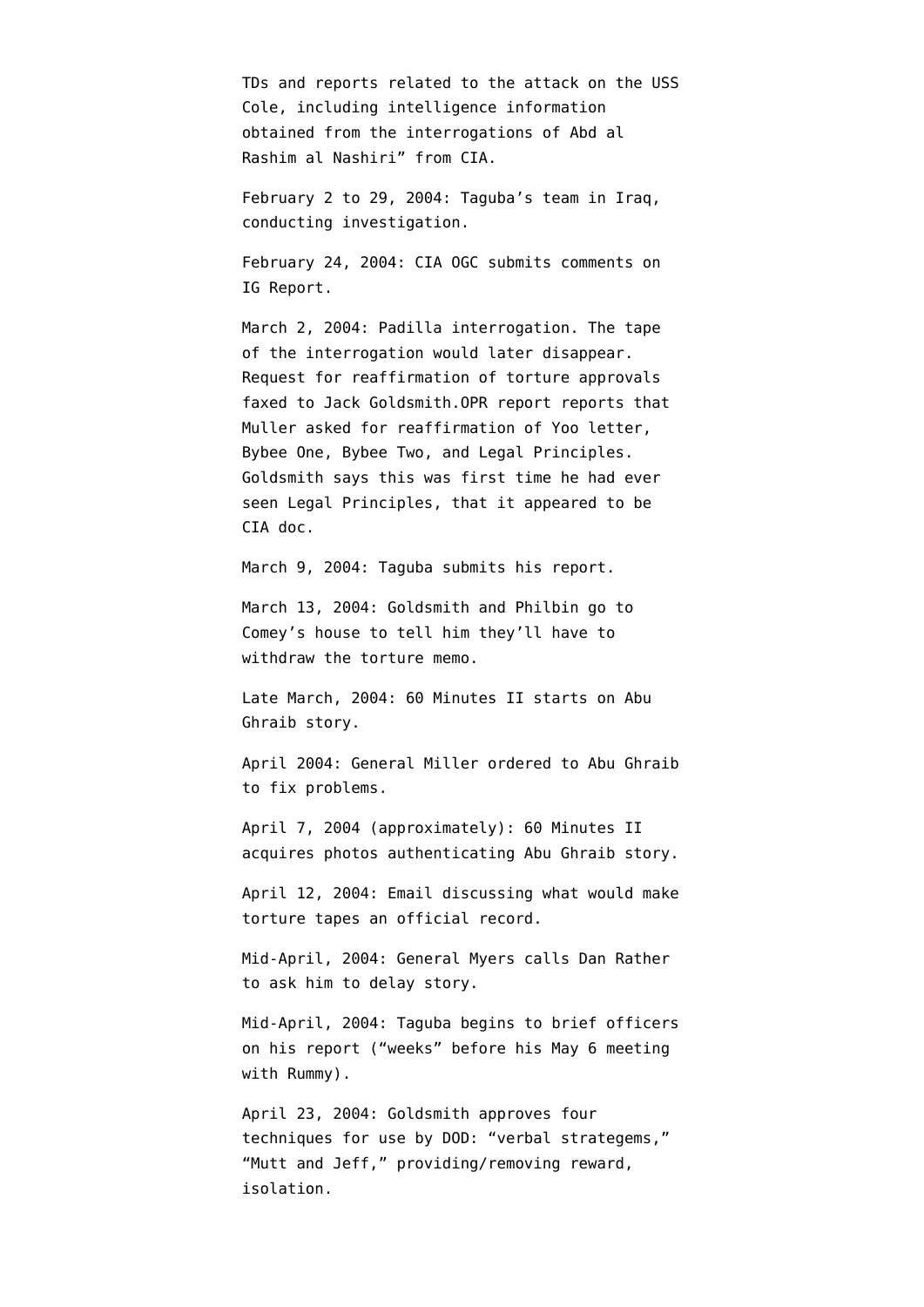TDs and reports related to the attack on the USS Cole, including intelligence information obtained from the interrogations of Abd al Rashim al Nashiri" from CIA.

February 2 to 29, 2004: Taguba's team in Iraq, conducting investigation.

February 24, 2004: CIA OGC submits comments on IG Report.

March 2, 2004: Padilla interrogation. The tape of the interrogation would later disappear. Request for reaffirmation of torture approvals faxed to Jack Goldsmith.OPR report reports that Muller asked for reaffirmation of Yoo letter, Bybee One, Bybee Two, and Legal Principles. Goldsmith says this was first time he had ever seen Legal Principles, that it appeared to be CIA doc.

March 9, 2004: Taguba submits his report.

March 13, 2004: Goldsmith and Philbin go to Comey's house to tell him they'll have to withdraw the torture memo.

Late March, 2004: 60 Minutes II starts on Abu Ghraib story.

April 2004: General Miller ordered to Abu Ghraib to fix problems.

April 7, 2004 (approximately): 60 Minutes II acquires photos authenticating Abu Ghraib story.

April 12, 2004: Email discussing what would make torture tapes an official record.

Mid-April, 2004: General Myers calls Dan Rather to ask him to delay story.

Mid-April, 2004: Taguba begins to brief officers on his report ("weeks" before his May 6 meeting with Rummy).

April 23, 2004: Goldsmith approves four techniques for use by DOD: "verbal strategems," "Mutt and Jeff," providing/removing reward, isolation.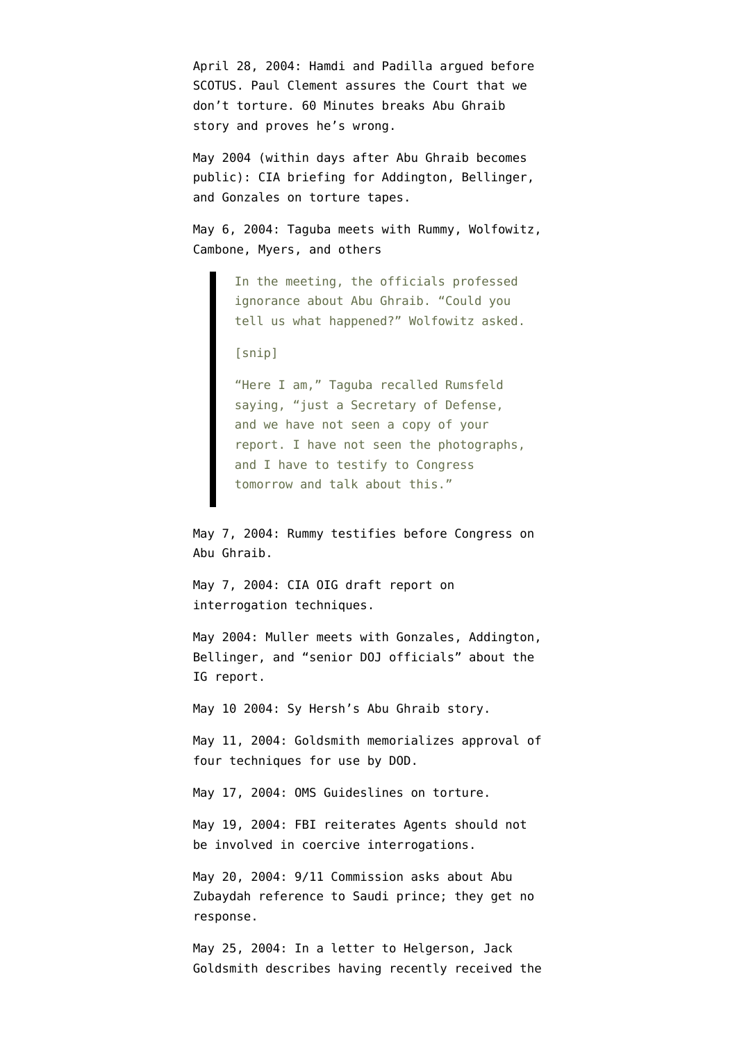April 28, 2004: Hamdi and Padilla argued before SCOTUS. Paul Clement assures the Court that we don't torture. 60 Minutes breaks Abu Ghraib story and proves he's wrong.

May 2004 (within days after Abu Ghraib becomes public): CIA briefing for Addington, Bellinger, and Gonzales on torture tapes.

May 6, 2004: Taguba meets with Rummy, Wolfowitz, Cambone, Myers, and others

> In the meeting, the officials professed ignorance about Abu Ghraib. "Could you tell us what happened?" Wolfowitz asked.
>
> [snip]
>
> "Here I am," Taguba recalled Rumsfeld saying, "just a Secretary of Defense, and we have not seen a copy of your report. I have not seen the photographs, and I have to testify to Congress tomorrow and talk about this."

May 7, 2004: Rummy testifies before Congress on Abu Ghraib.

May 7, 2004: CIA OIG draft report on interrogation techniques.

May 2004: Muller meets with Gonzales, Addington, Bellinger, and "senior DOJ officials" about the IG report.

May 10 2004: Sy Hersh's Abu Ghraib story.

May 11, 2004: Goldsmith memorializes approval of four techniques for use by DOD.

May 17, 2004: OMS Guideslines on torture.

May 19, 2004: FBI reiterates Agents should not be involved in coercive interrogations.

May 20, 2004: 9/11 Commission asks about Abu Zubaydah reference to Saudi prince; they get no response.

May 25, 2004: In a letter to Helgerson, Jack Goldsmith describes having recently received the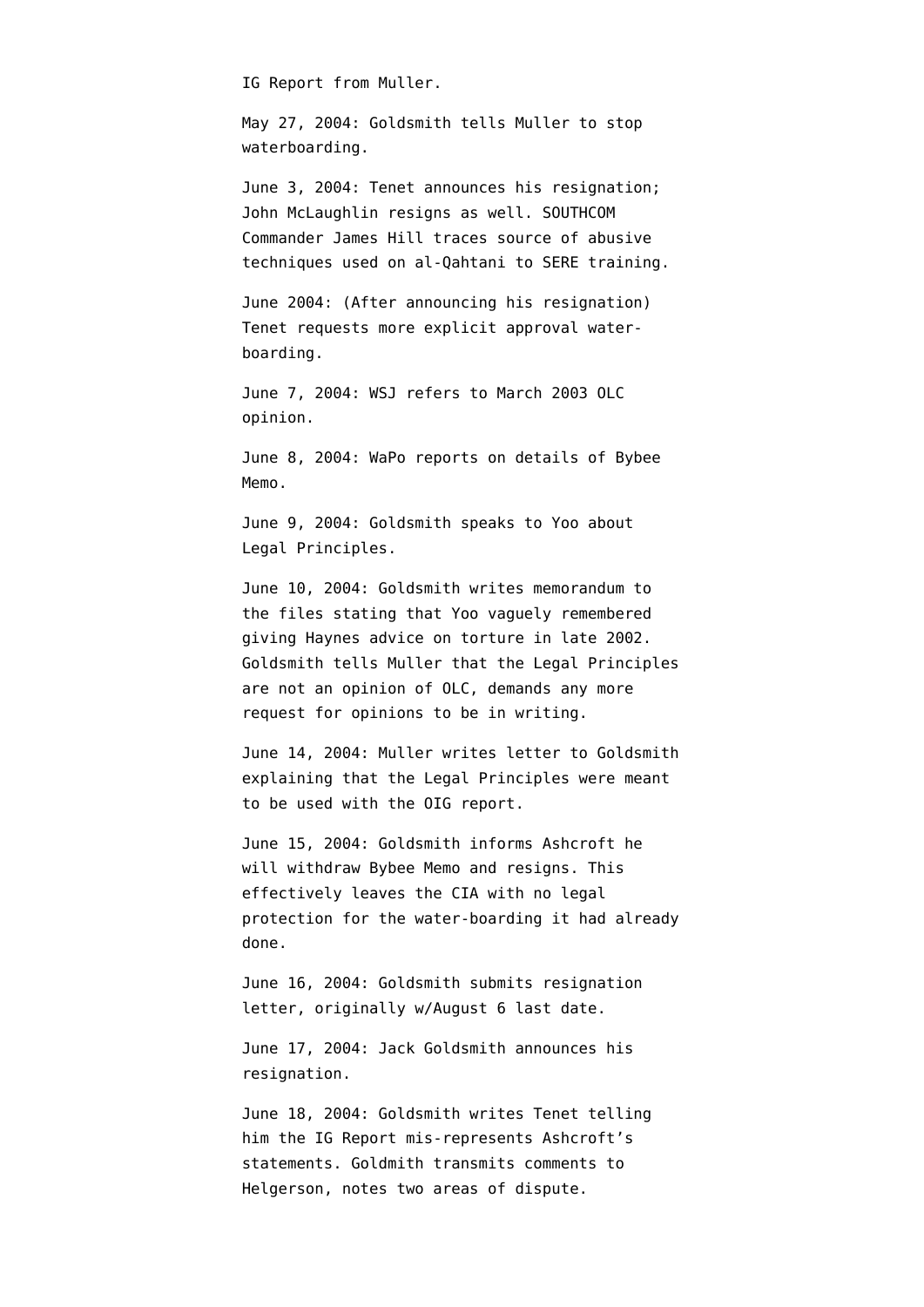IG Report from Muller.

May 27, 2004: Goldsmith tells Muller to stop waterboarding.

June 3, 2004: Tenet announces his resignation; John McLaughlin resigns as well. SOUTHCOM Commander James Hill traces source of abusive techniques used on al-Qahtani to SERE training.

June 2004: (After announcing his resignation) Tenet requests more explicit approval water-boarding.

June 7, 2004: WSJ refers to March 2003 OLC opinion.

June 8, 2004: WaPo reports on details of Bybee Memo.

June 9, 2004: Goldsmith speaks to Yoo about Legal Principles.

June 10, 2004: Goldsmith writes memorandum to the files stating that Yoo vaguely remembered giving Haynes advice on torture in late 2002. Goldsmith tells Muller that the Legal Principles are not an opinion of OLC, demands any more request for opinions to be in writing.

June 14, 2004: Muller writes letter to Goldsmith explaining that the Legal Principles were meant to be used with the OIG report.

June 15, 2004: Goldsmith informs Ashcroft he will withdraw Bybee Memo and resigns. This effectively leaves the CIA with no legal protection for the water-boarding it had already done.

June 16, 2004: Goldsmith submits resignation letter, originally w/August 6 last date.

June 17, 2004: Jack Goldsmith announces his resignation.

June 18, 2004: Goldsmith writes Tenet telling him the IG Report mis-represents Ashcroft's statements. Goldmith transmits comments to Helgerson, notes two areas of dispute.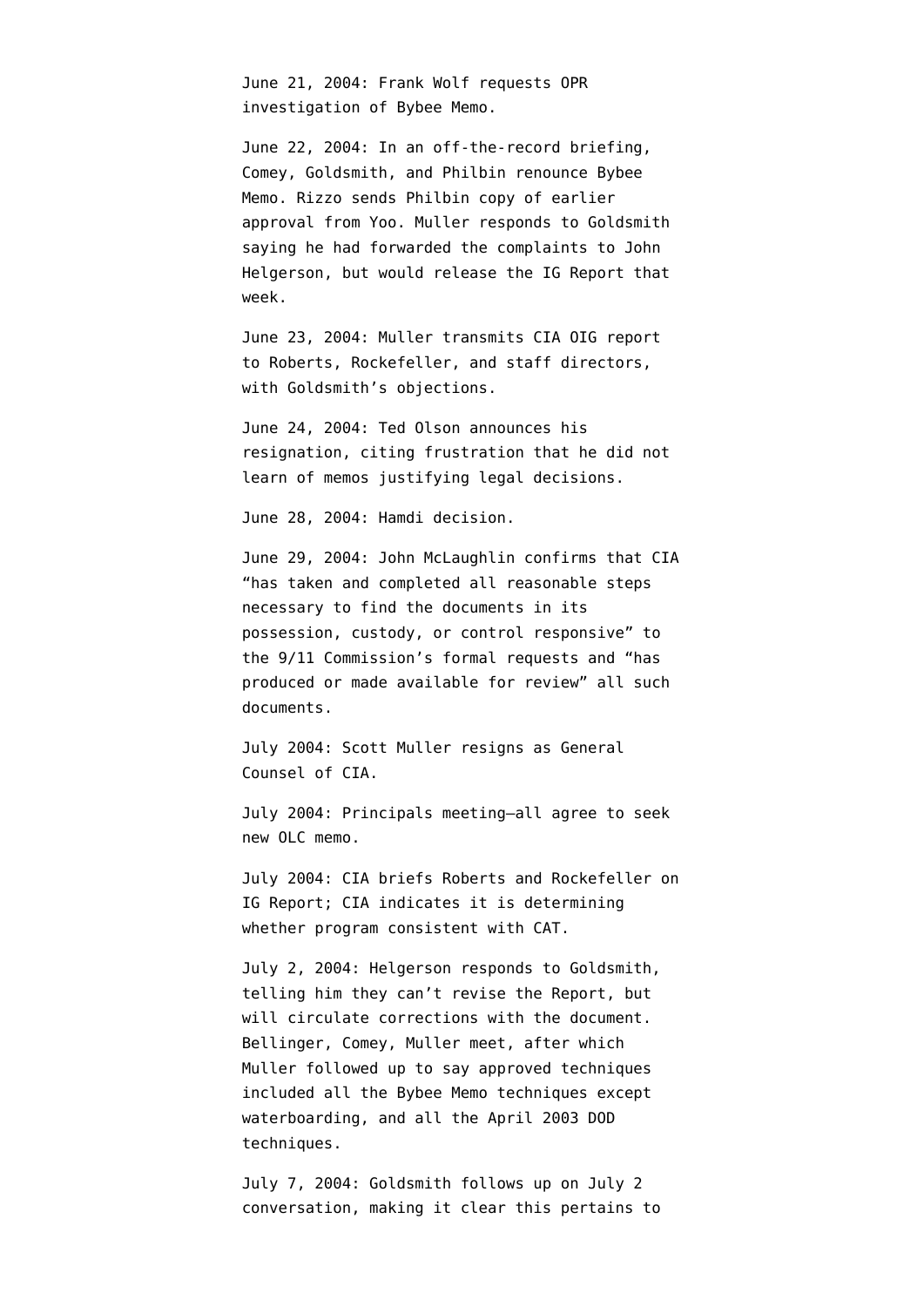June 21, 2004: Frank Wolf requests OPR investigation of Bybee Memo.

June 22, 2004: In an off-the-record briefing, Comey, Goldsmith, and Philbin renounce Bybee Memo. Rizzo sends Philbin copy of earlier approval from Yoo. Muller responds to Goldsmith saying he had forwarded the complaints to John Helgerson, but would release the IG Report that week.

June 23, 2004: Muller transmits CIA OIG report to Roberts, Rockefeller, and staff directors, with Goldsmith's objections.

June 24, 2004: Ted Olson announces his resignation, citing frustration that he did not learn of memos justifying legal decisions.

June 28, 2004: Hamdi decision.

June 29, 2004: John McLaughlin confirms that CIA "has taken and completed all reasonable steps necessary to find the documents in its possession, custody, or control responsive" to the 9/11 Commission's formal requests and "has produced or made available for review" all such documents.

July 2004: Scott Muller resigns as General Counsel of CIA.

July 2004: Principals meeting—all agree to seek new OLC memo.

July 2004: CIA briefs Roberts and Rockefeller on IG Report; CIA indicates it is determining whether program consistent with CAT.

July 2, 2004: Helgerson responds to Goldsmith, telling him they can't revise the Report, but will circulate corrections with the document. Bellinger, Comey, Muller meet, after which Muller followed up to say approved techniques included all the Bybee Memo techniques except waterboarding, and all the April 2003 DOD techniques.

July 7, 2004: Goldsmith follows up on July 2 conversation, making it clear this pertains to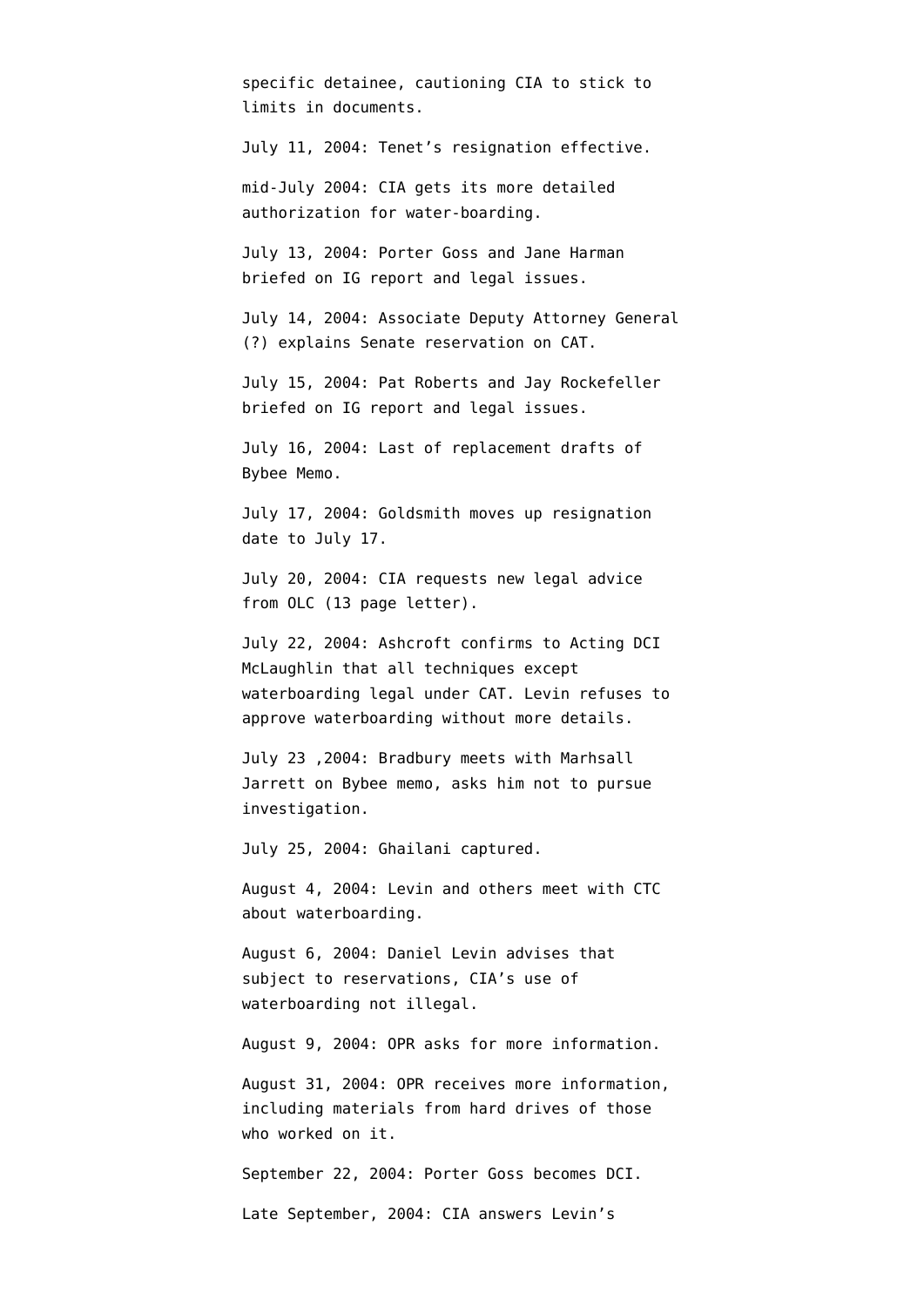specific detainee, cautioning CIA to stick to limits in documents.

July 11, 2004: Tenet's resignation effective.

mid-July 2004: CIA gets its more detailed authorization for water-boarding.

July 13, 2004: Porter Goss and Jane Harman briefed on IG report and legal issues.

July 14, 2004: Associate Deputy Attorney General (?) explains Senate reservation on CAT.

July 15, 2004: Pat Roberts and Jay Rockefeller briefed on IG report and legal issues.

July 16, 2004: Last of replacement drafts of Bybee Memo.

July 17, 2004: Goldsmith moves up resignation date to July 17.

July 20, 2004: CIA requests new legal advice from OLC (13 page letter).

July 22, 2004: Ashcroft confirms to Acting DCI McLaughlin that all techniques except waterboarding legal under CAT. Levin refuses to approve waterboarding without more details.

July 23 ,2004: Bradbury meets with Marhsall Jarrett on Bybee memo, asks him not to pursue investigation.

July 25, 2004: Ghailani captured.

August 4, 2004: Levin and others meet with CTC about waterboarding.

August 6, 2004: Daniel Levin advises that subject to reservations, CIA's use of waterboarding not illegal.

August 9, 2004: OPR asks for more information.

August 31, 2004: OPR receives more information, including materials from hard drives of those who worked on it.

September 22, 2004: Porter Goss becomes DCI.

Late September, 2004: CIA answers Levin's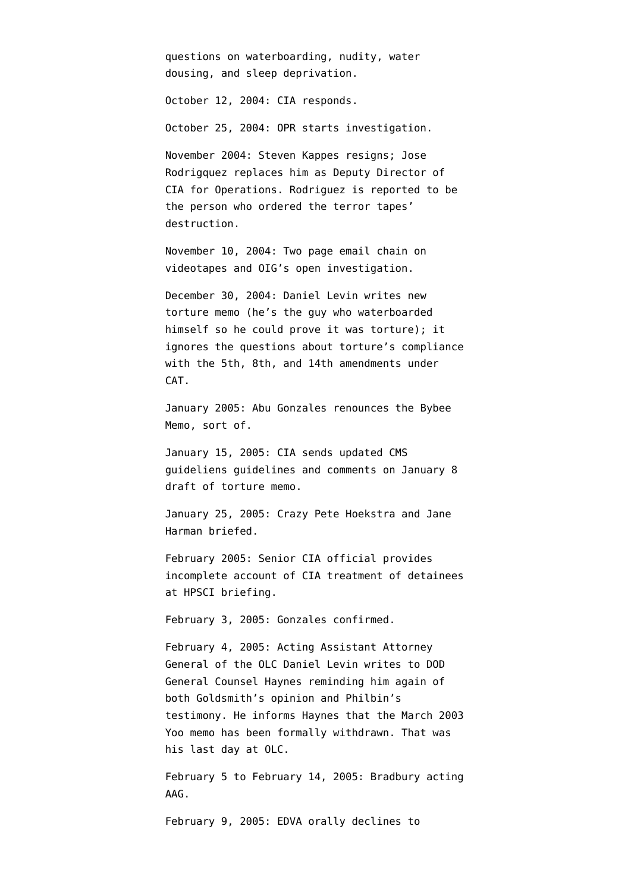questions on waterboarding, nudity, water dousing, and sleep deprivation.

October 12, 2004: CIA responds.

October 25, 2004: OPR starts investigation.

November 2004: Steven Kappes resigns; Jose Rodrigquez replaces him as Deputy Director of CIA for Operations. Rodriguez is reported to be the person who ordered the terror tapes' destruction.

November 10, 2004: Two page email chain on videotapes and OIG's open investigation.

December 30, 2004: Daniel Levin writes new torture memo (he's the guy who waterboarded himself so he could prove it was torture); it ignores the questions about torture's compliance with the 5th, 8th, and 14th amendments under CAT.

January 2005: Abu Gonzales renounces the Bybee Memo, sort of.

January 15, 2005: CIA sends updated CMS guideliens guidelines and comments on January 8 draft of torture memo.

January 25, 2005: Crazy Pete Hoekstra and Jane Harman briefed.

February 2005: Senior CIA official provides incomplete account of CIA treatment of detainees at HPSCI briefing.

February 3, 2005: Gonzales confirmed.

February 4, 2005: Acting Assistant Attorney General of the OLC Daniel Levin writes to DOD General Counsel Haynes reminding him again of both Goldsmith's opinion and Philbin's testimony. He informs Haynes that the March 2003 Yoo memo has been formally withdrawn. That was his last day at OLC.

February 5 to February 14, 2005: Bradbury acting AAG.

February 9, 2005: EDVA orally declines to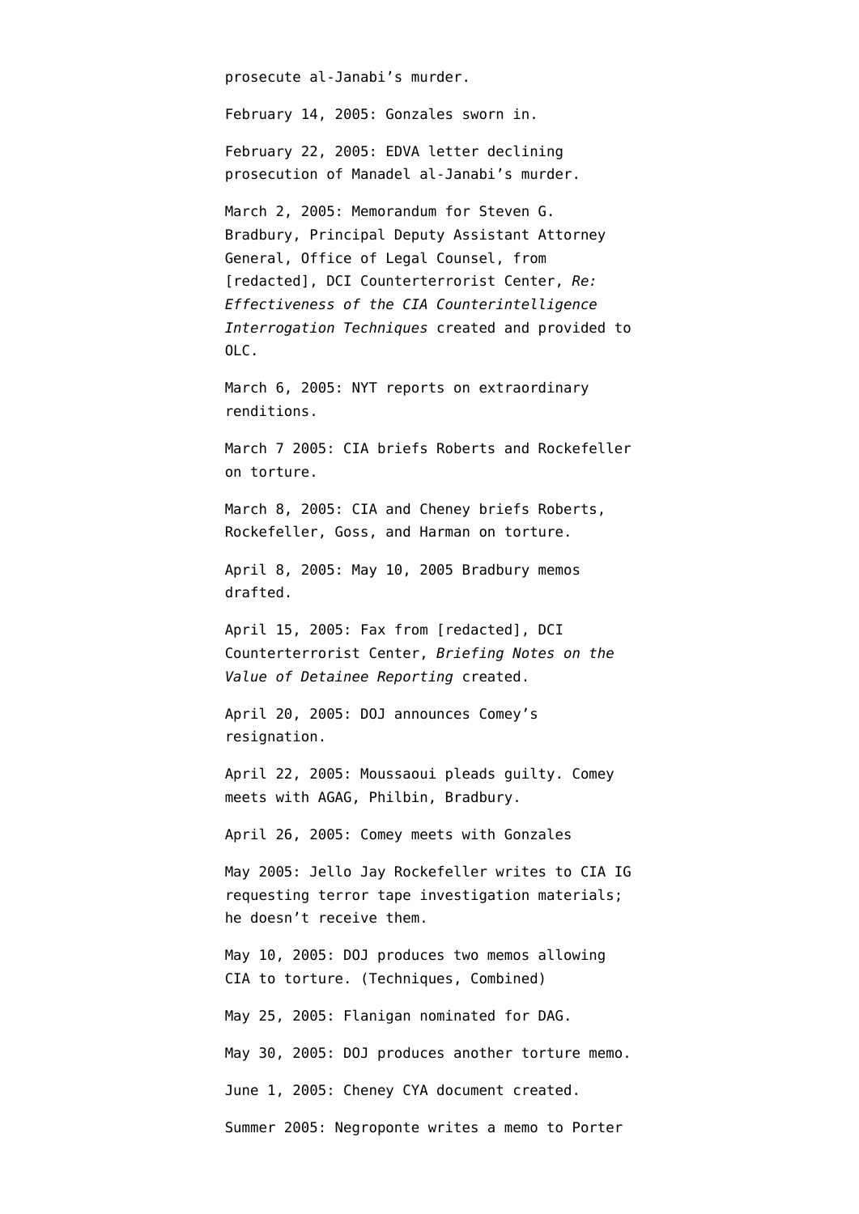prosecute al-Janabi's murder.

February 14, 2005: Gonzales sworn in.

February 22, 2005: EDVA letter declining prosecution of Manadel al-Janabi's murder.

March 2, 2005: Memorandum for Steven G. Bradbury, Principal Deputy Assistant Attorney General, Office of Legal Counsel, from [redacted], DCI Counterterrorist Center, *Re: Effectiveness of the CIA Counterintelligence Interrogation Techniques* created and provided to OLC.

March 6, 2005: NYT reports on extraordinary renditions.

March 7 2005: CIA briefs Roberts and Rockefeller on torture.

March 8, 2005: CIA and Cheney briefs Roberts, Rockefeller, Goss, and Harman on torture.

April 8, 2005: May 10, 2005 Bradbury memos drafted.

April 15, 2005: Fax from [redacted], DCI Counterterrorist Center, *Briefing Notes on the Value of Detainee Reporting* created.

April 20, 2005: DOJ announces Comey's resignation.

April 22, 2005: Moussaoui pleads guilty. Comey meets with AGAG, Philbin, Bradbury.

April 26, 2005: Comey meets with Gonzales

May 2005: Jello Jay Rockefeller writes to CIA IG requesting terror tape investigation materials; he doesn't receive them.

May 10, 2005: DOJ produces two memos allowing CIA to torture. (Techniques, Combined)

May 25, 2005: Flanigan nominated for DAG.

May 30, 2005: DOJ produces another torture memo.

June 1, 2005: Cheney CYA document created.

Summer 2005: Negroponte writes a memo to Porter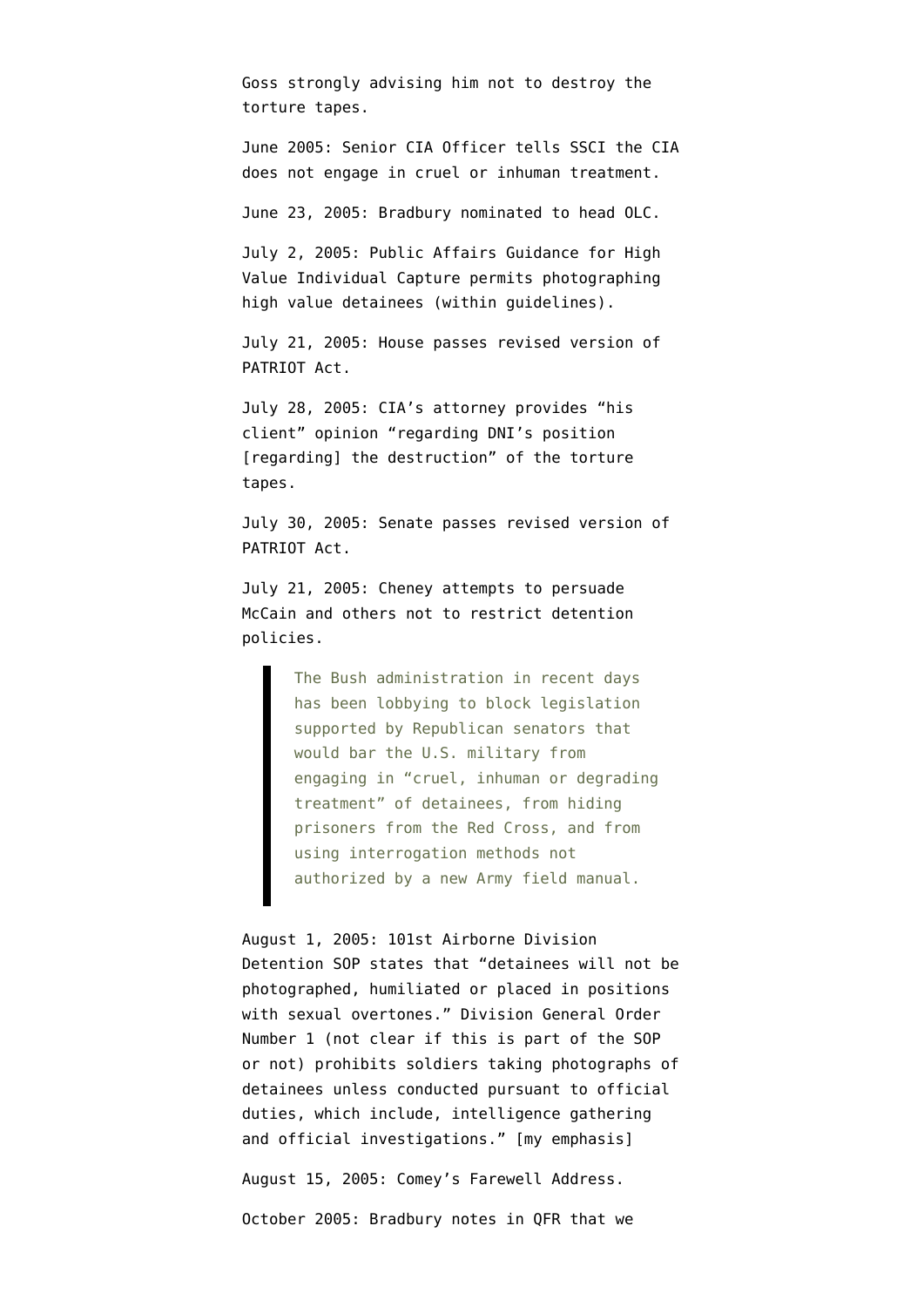Goss strongly advising him not to destroy the torture tapes.

June 2005: Senior CIA Officer tells SSCI the CIA does not engage in cruel or inhuman treatment.

June 23, 2005: Bradbury nominated to head OLC.

July 2, 2005: Public Affairs Guidance for High Value Individual Capture permits photographing high value detainees (within guidelines).

July 21, 2005: House passes revised version of PATRIOT Act.

July 28, 2005: CIA's attorney provides "his client" opinion "regarding DNI's position [regarding] the destruction" of the torture tapes.

July 30, 2005: Senate passes revised version of PATRIOT Act.

July 21, 2005: Cheney attempts to persuade McCain and others not to restrict detention policies.

> The Bush administration in recent days has been lobbying to block legislation supported by Republican senators that would bar the U.S. military from engaging in "cruel, inhuman or degrading treatment" of detainees, from hiding prisoners from the Red Cross, and from using interrogation methods not authorized by a new Army field manual.

August 1, 2005: 101st Airborne Division Detention SOP states that "detainees will not be photographed, humiliated or placed in positions with sexual overtones." Division General Order Number 1 (not clear if this is part of the SOP or not) prohibits soldiers taking photographs of detainees unless conducted pursuant to official duties, which include, intelligence gathering and official investigations." [my emphasis]

August 15, 2005: Comey's Farewell Address.

October 2005: Bradbury notes in QFR that we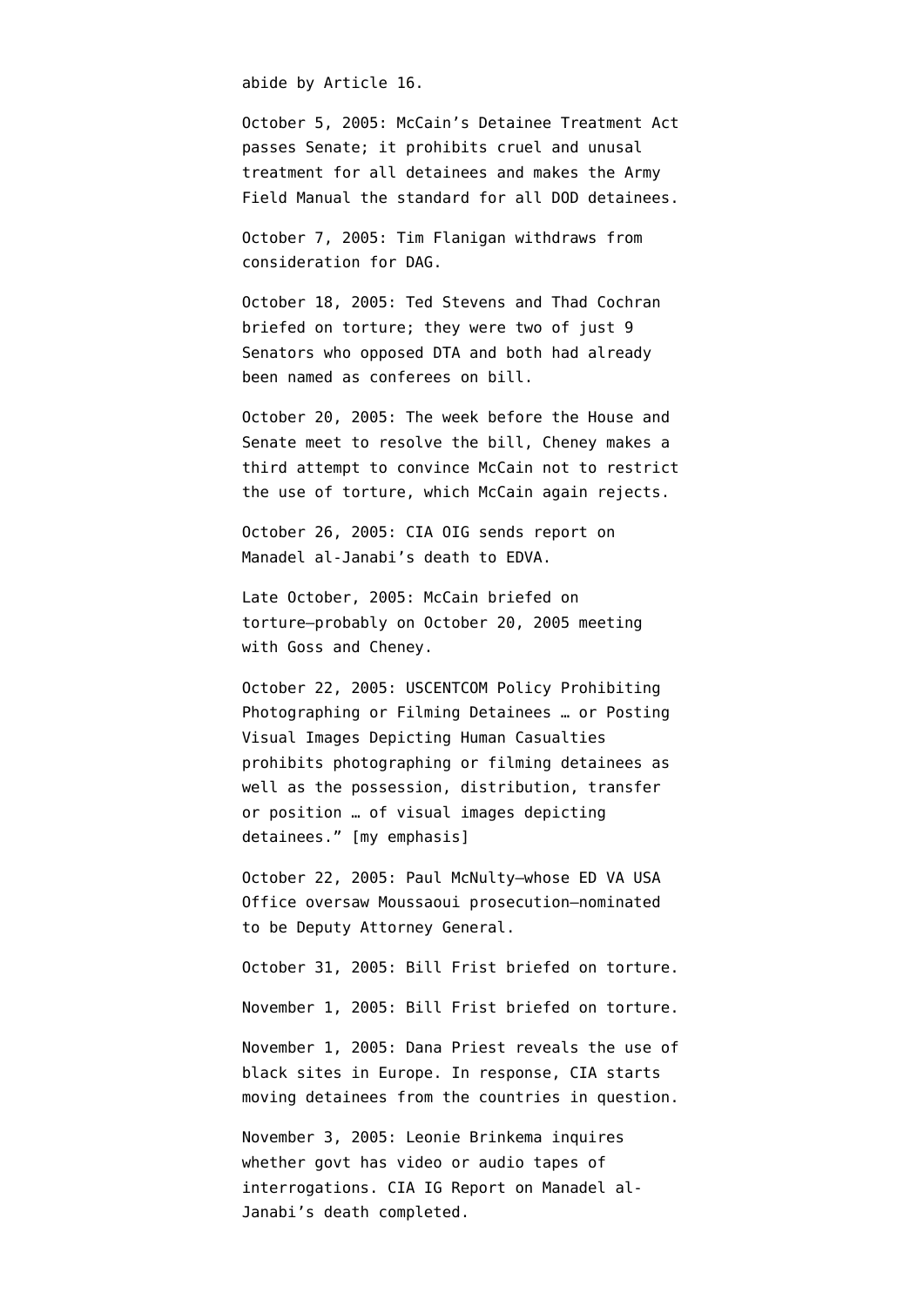abide by Article 16.

October 5, 2005: McCain's Detainee Treatment Act passes Senate; it prohibits cruel and unusal treatment for all detainees and makes the Army Field Manual the standard for all DOD detainees.

October 7, 2005: Tim Flanigan withdraws from consideration for DAG.

October 18, 2005: Ted Stevens and Thad Cochran briefed on torture; they were two of just 9 Senators who opposed DTA and both had already been named as conferees on bill.

October 20, 2005: The week before the House and Senate meet to resolve the bill, Cheney makes a third attempt to convince McCain not to restrict the use of torture, which McCain again rejects.

October 26, 2005: CIA OIG sends report on Manadel al-Janabi's death to EDVA.

Late October, 2005: McCain briefed on torture–probably on October 20, 2005 meeting with Goss and Cheney.

October 22, 2005: USCENTCOM Policy Prohibiting Photographing or Filming Detainees … or Posting Visual Images Depicting Human Casualties prohibits photographing or filming detainees as well as the possession, distribution, transfer or position … of visual images depicting detainees." [my emphasis]

October 22, 2005: Paul McNulty–whose ED VA USA Office oversaw Moussaoui prosecution–nominated to be Deputy Attorney General.

October 31, 2005: Bill Frist briefed on torture.

November 1, 2005: Bill Frist briefed on torture.

November 1, 2005: Dana Priest reveals the use of black sites in Europe. In response, CIA starts moving detainees from the countries in question.

November 3, 2005: Leonie Brinkema inquires whether govt has video or audio tapes of interrogations. CIA IG Report on Manadel al-Janabi's death completed.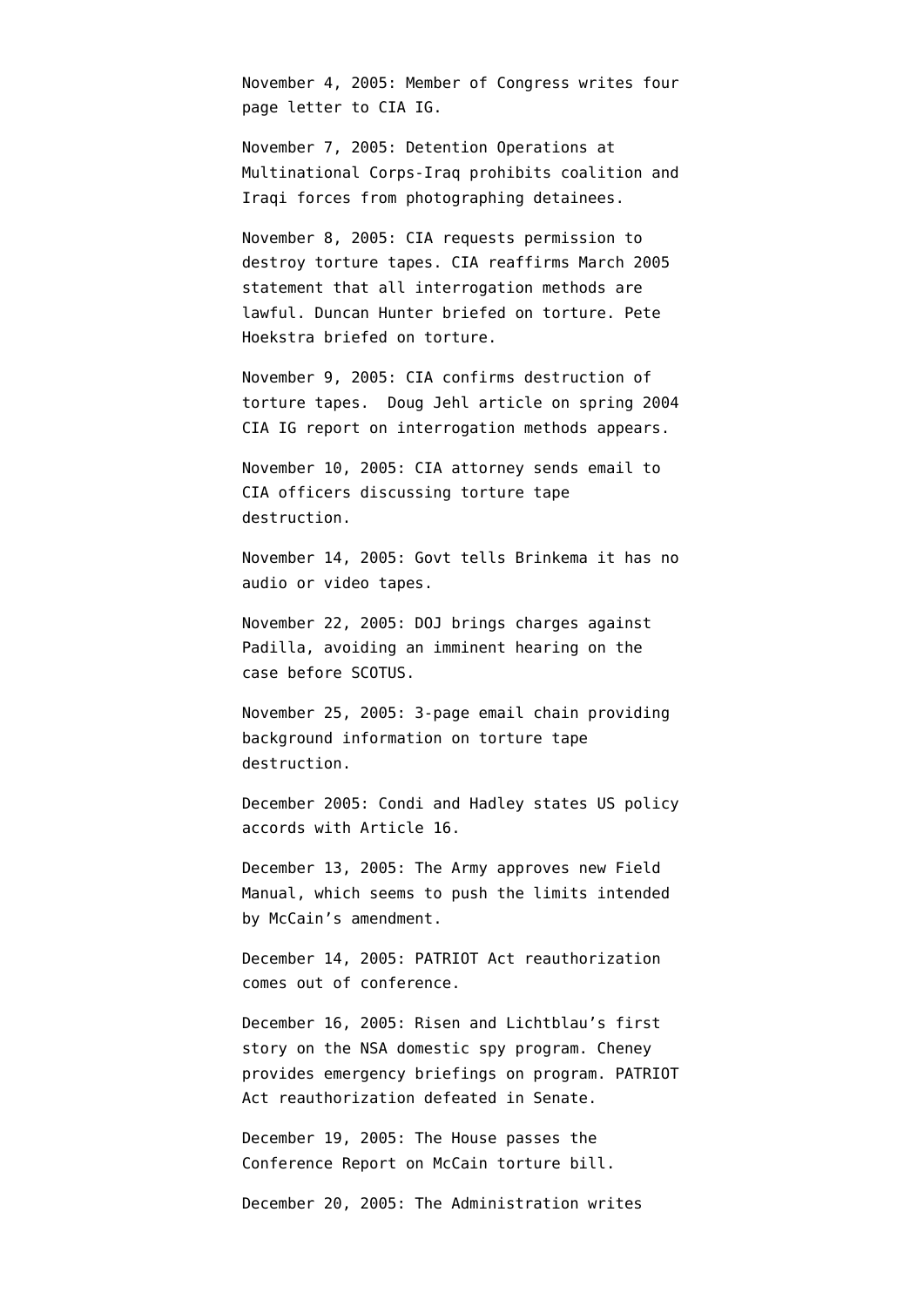November 4, 2005: Member of Congress writes four page letter to CIA IG.

November 7, 2005: Detention Operations at Multinational Corps-Iraq prohibits coalition and Iraqi forces from photographing detainees.

November 8, 2005: CIA requests permission to destroy torture tapes. CIA reaffirms March 2005 statement that all interrogation methods are lawful. Duncan Hunter briefed on torture. Pete Hoekstra briefed on torture.

November 9, 2005: CIA confirms destruction of torture tapes. Doug Jehl article on spring 2004 CIA IG report on interrogation methods appears.

November 10, 2005: CIA attorney sends email to CIA officers discussing torture tape destruction.

November 14, 2005: Govt tells Brinkema it has no audio or video tapes.

November 22, 2005: DOJ brings charges against Padilla, avoiding an imminent hearing on the case before SCOTUS.

November 25, 2005: 3-page email chain providing background information on torture tape destruction.

December 2005: Condi and Hadley states US policy accords with Article 16.

December 13, 2005: The Army approves new Field Manual, which seems to push the limits intended by McCain's amendment.

December 14, 2005: PATRIOT Act reauthorization comes out of conference.

December 16, 2005: Risen and Lichtblau's first story on the NSA domestic spy program. Cheney provides emergency briefings on program. PATRIOT Act reauthorization defeated in Senate.

December 19, 2005: The House passes the Conference Report on McCain torture bill.

December 20, 2005: The Administration writes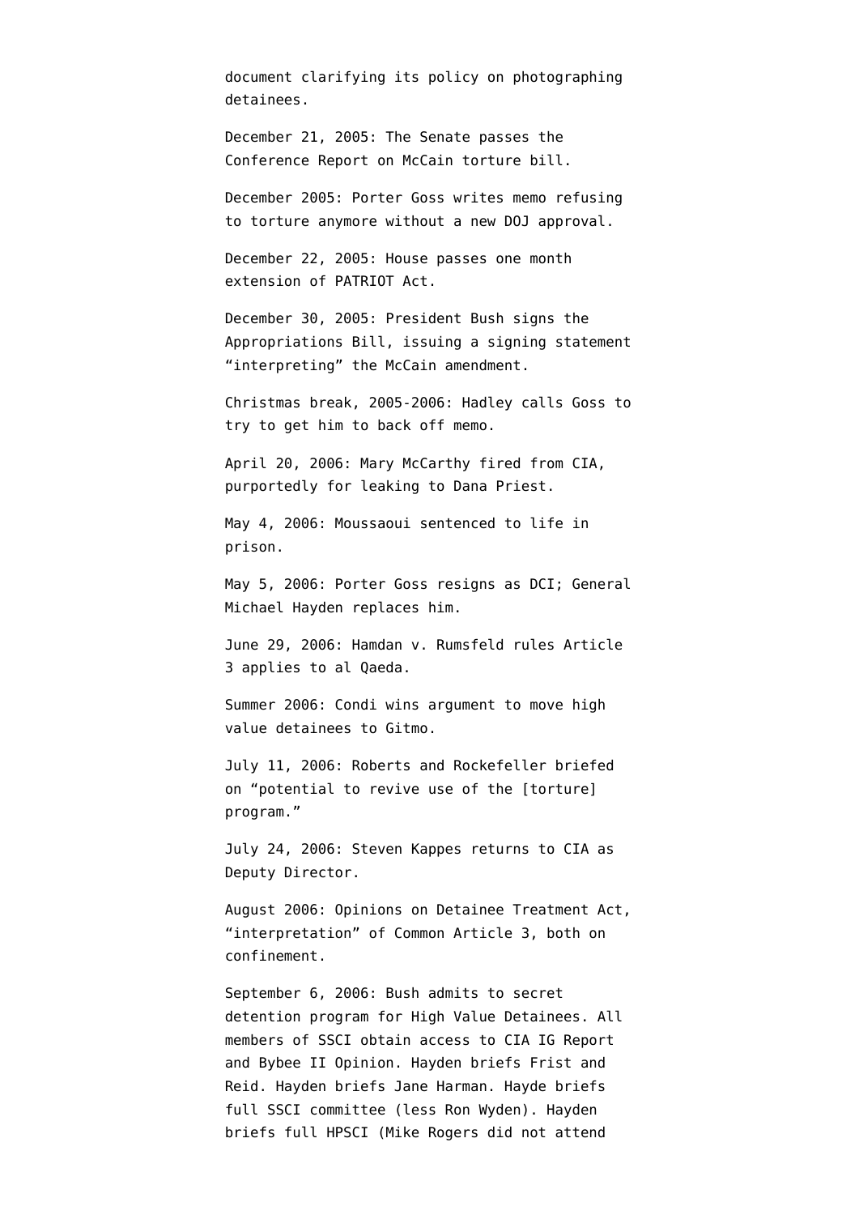document clarifying its policy on photographing detainees.

December 21, 2005: The Senate passes the Conference Report on McCain torture bill.

December 2005: Porter Goss writes memo refusing to torture anymore without a new DOJ approval.

December 22, 2005: House passes one month extension of PATRIOT Act.

December 30, 2005: President Bush signs the Appropriations Bill, issuing a signing statement "interpreting" the McCain amendment.

Christmas break, 2005-2006: Hadley calls Goss to try to get him to back off memo.

April 20, 2006: Mary McCarthy fired from CIA, purportedly for leaking to Dana Priest.

May 4, 2006: Moussaoui sentenced to life in prison.

May 5, 2006: Porter Goss resigns as DCI; General Michael Hayden replaces him.

June 29, 2006: Hamdan v. Rumsfeld rules Article 3 applies to al Qaeda.

Summer 2006: Condi wins argument to move high value detainees to Gitmo.

July 11, 2006: Roberts and Rockefeller briefed on "potential to revive use of the [torture] program."

July 24, 2006: Steven Kappes returns to CIA as Deputy Director.

August 2006: Opinions on Detainee Treatment Act, "interpretation" of Common Article 3, both on confinement.

September 6, 2006: Bush admits to secret detention program for High Value Detainees. All members of SSCI obtain access to CIA IG Report and Bybee II Opinion. Hayden briefs Frist and Reid. Hayden briefs Jane Harman. Hayde briefs full SSCI committee (less Ron Wyden). Hayden briefs full HPSCI (Mike Rogers did not attend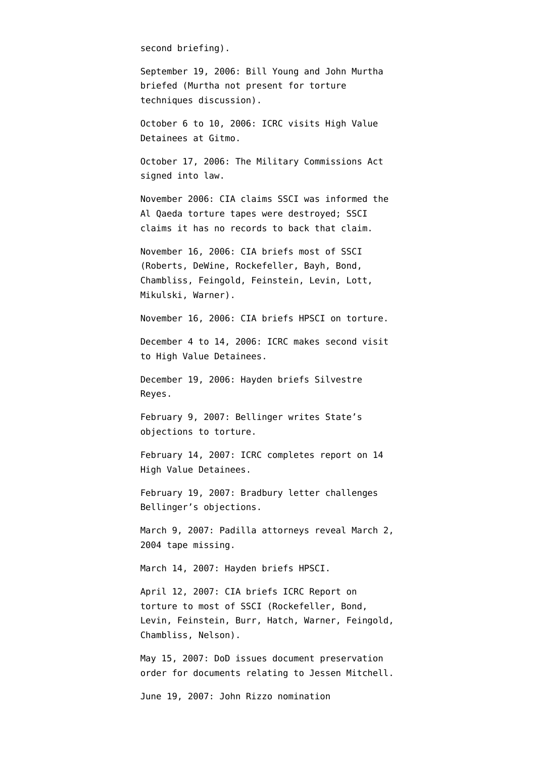second briefing).

September 19, 2006: Bill Young and John Murtha briefed (Murtha not present for torture techniques discussion).

October 6 to 10, 2006: ICRC visits High Value Detainees at Gitmo.

October 17, 2006: The Military Commissions Act signed into law.

November 2006: CIA claims SSCI was informed the Al Qaeda torture tapes were destroyed; SSCI claims it has no records to back that claim.

November 16, 2006: CIA briefs most of SSCI (Roberts, DeWine, Rockefeller, Bayh, Bond, Chambliss, Feingold, Feinstein, Levin, Lott, Mikulski, Warner).

November 16, 2006: CIA briefs HPSCI on torture.

December 4 to 14, 2006: ICRC makes second visit to High Value Detainees.

December 19, 2006: Hayden briefs Silvestre Reyes.

February 9, 2007: Bellinger writes State's objections to torture.

February 14, 2007: ICRC completes report on 14 High Value Detainees.

February 19, 2007: Bradbury letter challenges Bellinger's objections.

March 9, 2007: Padilla attorneys reveal March 2, 2004 tape missing.

March 14, 2007: Hayden briefs HPSCI.

April 12, 2007: CIA briefs ICRC Report on torture to most of SSCI (Rockefeller, Bond, Levin, Feinstein, Burr, Hatch, Warner, Feingold, Chambliss, Nelson).

May 15, 2007: DoD issues document preservation order for documents relating to Jessen Mitchell.

June 19, 2007: John Rizzo nomination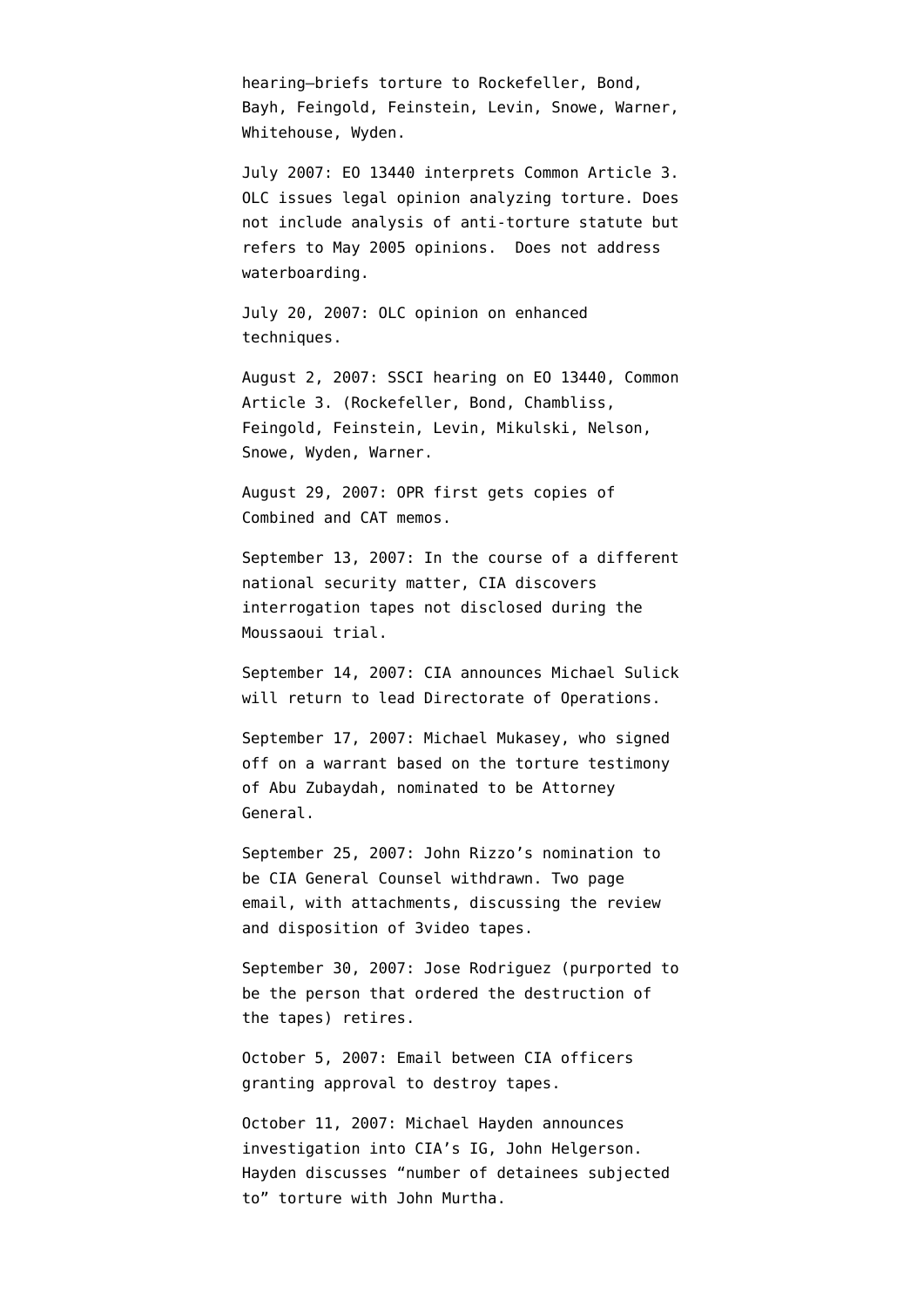hearing–briefs torture to Rockefeller, Bond, Bayh, Feingold, Feinstein, Levin, Snowe, Warner, Whitehouse, Wyden.

July 2007: EO 13440 interprets Common Article 3. OLC issues legal opinion analyzing torture. Does not include analysis of anti-torture statute but refers to May 2005 opinions. Does not address waterboarding.

July 20, 2007: OLC opinion on enhanced techniques.

August 2, 2007: SSCI hearing on EO 13440, Common Article 3. (Rockefeller, Bond, Chambliss, Feingold, Feinstein, Levin, Mikulski, Nelson, Snowe, Wyden, Warner.

August 29, 2007: OPR first gets copies of Combined and CAT memos.

September 13, 2007: In the course of a different national security matter, CIA discovers interrogation tapes not disclosed during the Moussaoui trial.

September 14, 2007: CIA announces Michael Sulick will return to lead Directorate of Operations.

September 17, 2007: Michael Mukasey, who signed off on a warrant based on the torture testimony of Abu Zubaydah, nominated to be Attorney General.

September 25, 2007: John Rizzo's nomination to be CIA General Counsel withdrawn. Two page email, with attachments, discussing the review and disposition of 3video tapes.

September 30, 2007: Jose Rodriguez (purported to be the person that ordered the destruction of the tapes) retires.

October 5, 2007: Email between CIA officers granting approval to destroy tapes.

October 11, 2007: Michael Hayden announces investigation into CIA's IG, John Helgerson. Hayden discusses "number of detainees subjected to" torture with John Murtha.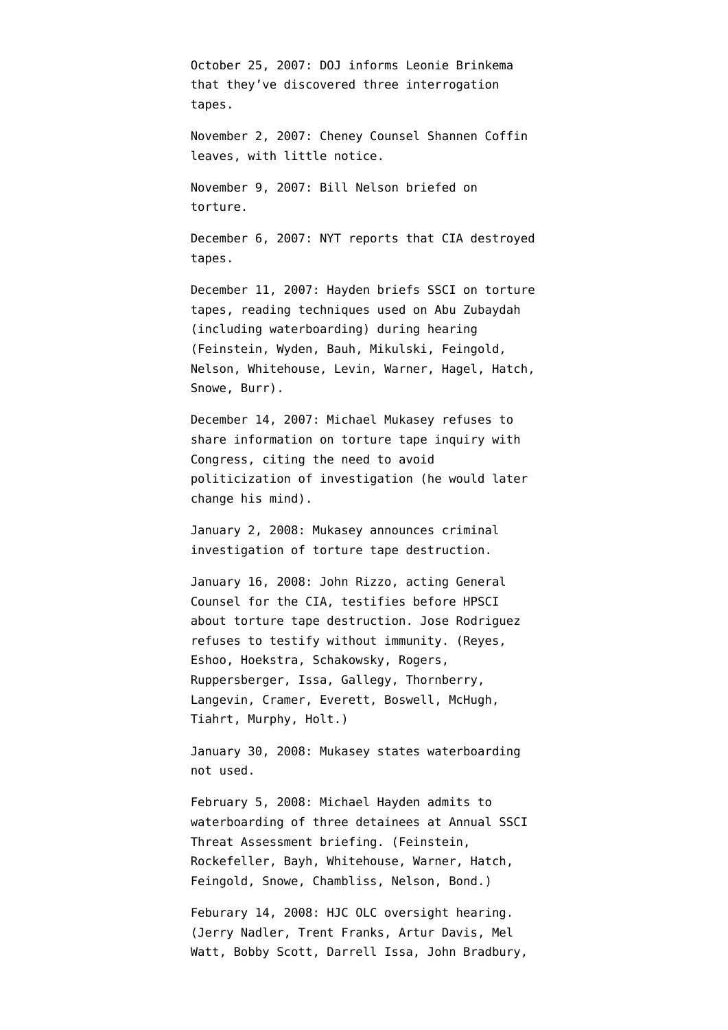October 25, 2007: DOJ informs Leonie Brinkema that they've discovered three interrogation tapes.

November 2, 2007: Cheney Counsel Shannen Coffin leaves, with little notice.

November 9, 2007: Bill Nelson briefed on torture.

December 6, 2007: NYT reports that CIA destroyed tapes.

December 11, 2007: Hayden briefs SSCI on torture tapes, reading techniques used on Abu Zubaydah (including waterboarding) during hearing (Feinstein, Wyden, Bauh, Mikulski, Feingold, Nelson, Whitehouse, Levin, Warner, Hagel, Hatch, Snowe, Burr).

December 14, 2007: Michael Mukasey refuses to share information on torture tape inquiry with Congress, citing the need to avoid politicization of investigation (he would later change his mind).

January 2, 2008: Mukasey announces criminal investigation of torture tape destruction.

January 16, 2008: John Rizzo, acting General Counsel for the CIA, testifies before HPSCI about torture tape destruction. Jose Rodriguez refuses to testify without immunity. (Reyes, Eshoo, Hoekstra, Schakowsky, Rogers, Ruppersberger, Issa, Gallegy, Thornberry, Langevin, Cramer, Everett, Boswell, McHugh, Tiahrt, Murphy, Holt.)

January 30, 2008: Mukasey states waterboarding not used.

February 5, 2008: Michael Hayden admits to waterboarding of three detainees at Annual SSCI Threat Assessment briefing. (Feinstein, Rockefeller, Bayh, Whitehouse, Warner, Hatch, Feingold, Snowe, Chambliss, Nelson, Bond.)

Feburary 14, 2008: HJC OLC oversight hearing. (Jerry Nadler, Trent Franks, Artur Davis, Mel Watt, Bobby Scott, Darrell Issa, John Bradbury,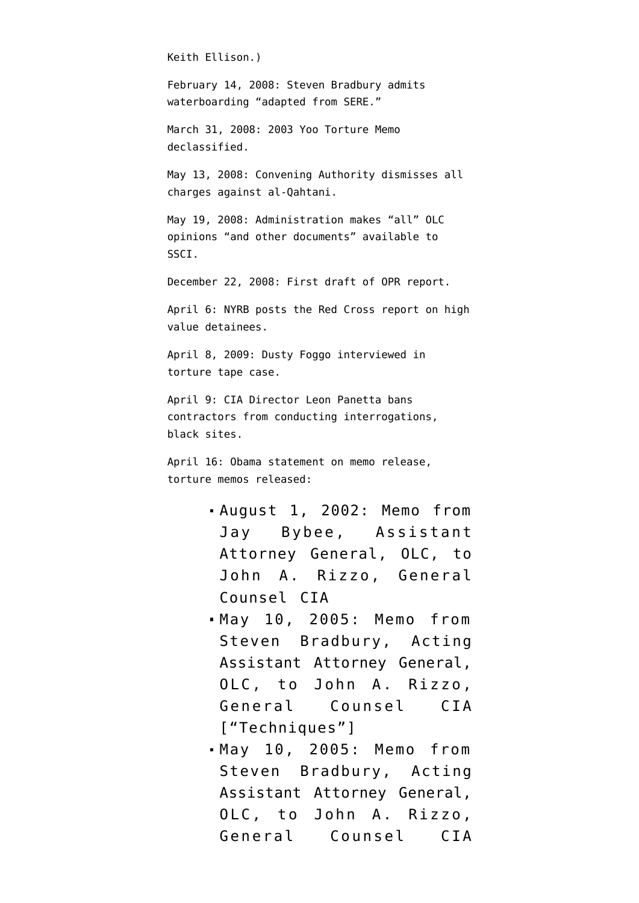Keith Ellison.)

February 14, 2008: Steven Bradbury admits waterboarding "adapted from SERE."

March 31, 2008: 2003 Yoo Torture Memo declassified.

May 13, 2008: Convening Authority dismisses all charges against al-Qahtani.

May 19, 2008: Administration makes "all" OLC opinions "and other documents" available to SSCI.

December 22, 2008: First draft of OPR report.

April 6: NYRB posts the Red Cross report on high value detainees.

April 8, 2009: Dusty Foggo interviewed in torture tape case.

April 9: CIA Director Leon Panetta bans contractors from conducting interrogations, black sites.

April 16: Obama statement on memo release, torture memos released:

- August 1, 2002: Memo from Jay Bybee, Assistant Attorney General, OLC, to John A. Rizzo, General Counsel CIA
- May 10, 2005: Memo from Steven Bradbury, Acting Assistant Attorney General, OLC, to John A. Rizzo, General Counsel CIA ["Techniques"]
- May 10, 2005: Memo from Steven Bradbury, Acting Assistant Attorney General, OLC, to John A. Rizzo, General Counsel CIA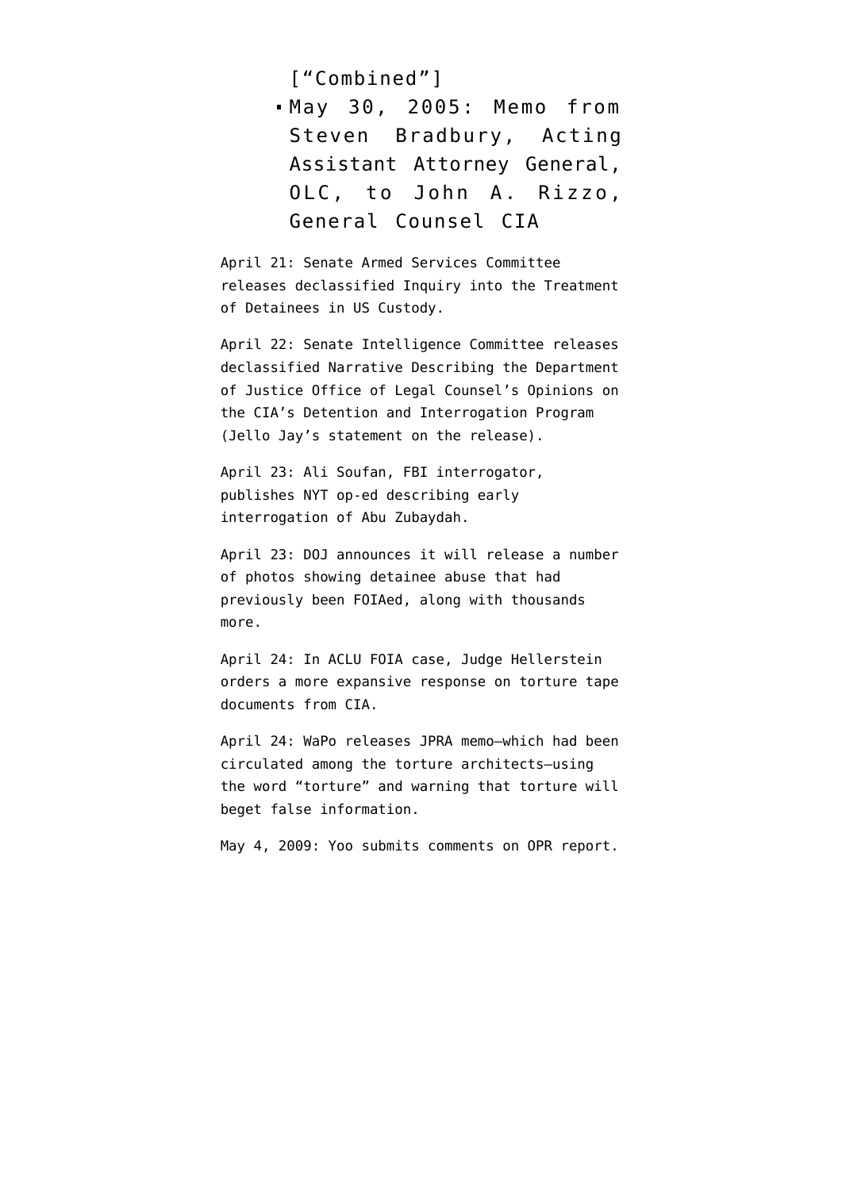["Combined"]

- May 30, 2005: Memo from Steven Bradbury, Acting Assistant Attorney General, OLC, to John A. Rizzo, General Counsel CIA

April 21: Senate Armed Services Committee releases declassified Inquiry into the Treatment of Detainees in US Custody.

April 22: Senate Intelligence Committee releases declassified Narrative Describing the Department of Justice Office of Legal Counsel's Opinions on the CIA's Detention and Interrogation Program (Jello Jay's statement on the release).

April 23: Ali Soufan, FBI interrogator, publishes NYT op-ed describing early interrogation of Abu Zubaydah.

April 23: DOJ announces it will release a number of photos showing detainee abuse that had previously been FOIAed, along with thousands more.

April 24: In ACLU FOIA case, Judge Hellerstein orders a more expansive response on torture tape documents from CIA.

April 24: WaPo releases JPRA memo—which had been circulated among the torture architects—using the word "torture" and warning that torture will beget false information.

May 4, 2009: Yoo submits comments on OPR report.